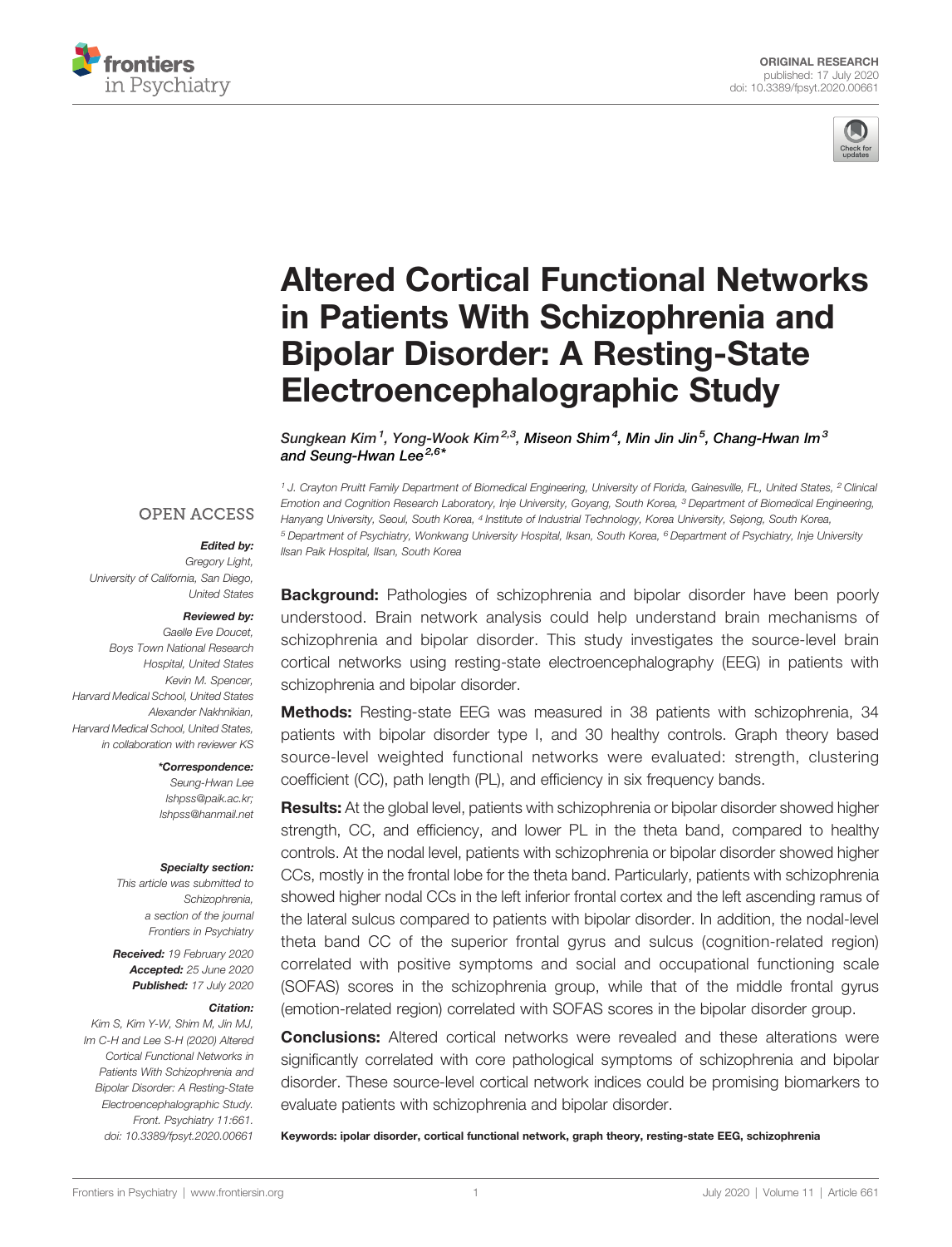ORIGINAL RESEARCH
published: 17 July 2020
doi: 10.3389/fpsyt.2020.00661

# Altered Cortical Functional Networks in Patients With Schizophrenia and Bipolar Disorder: A Resting-State Electroencephalographic Study

Sungkean Kim[1], Yong-Wook Kim[2,3], Miseon Shim[4], Min Jin Jin[5], Chang-Hwan Im[3] and Seung-Hwan Lee[2,6]*

[1] J. Crayton Pruitt Family Department of Biomedical Engineering, University of Florida, Gainesville, FL, United States, [2] Clinical Emotion and Cognition Research Laboratory, Inje University, Goyang, South Korea, [3] Department of Biomedical Engineering, Hanyang University, Seoul, South Korea, [4] Institute of Industrial Technology, Korea University, Sejong, South Korea, [5] Department of Psychiatry, Wonkwang University Hospital, Iksan, South Korea, [6] Department of Psychiatry, Inje University Ilsan Paik Hospital, Ilsan, South Korea

OPEN ACCESS

***Edited by:***
Gregory Light,
University of California, San Diego,
United States

***Reviewed by:***
Gaelle Eve Doucet,
Boys Town National Research
Hospital, United States
Kevin M. Spencer,
Harvard Medical School, United States
Alexander Nakhnikian,
Harvard Medical School, United States,
in collaboration with reviewer KS

***\*Correspondence:***
Seung-Hwan Lee
lshpss@paik.ac.kr;
lshpss@hanmail.net

***Specialty section:***
This article was submitted to
Schizophrenia,
a section of the journal
Frontiers in Psychiatry

***Received:*** 19 February 2020
***Accepted:*** 25 June 2020
***Published:*** 17 July 2020

***Citation:***
Kim S, Kim Y-W, Shim M, Jin MJ, Im C-H and Lee S-H (2020) Altered Cortical Functional Networks in Patients With Schizophrenia and Bipolar Disorder: A Resting-State Electroencephalographic Study. Front. Psychiatry 11:661. doi: 10.3389/fpsyt.2020.00661

**Background:** Pathologies of schizophrenia and bipolar disorder have been poorly understood. Brain network analysis could help understand brain mechanisms of schizophrenia and bipolar disorder. This study investigates the source-level brain cortical networks using resting-state electroencephalography (EEG) in patients with schizophrenia and bipolar disorder.

**Methods:** Resting-state EEG was measured in 38 patients with schizophrenia, 34 patients with bipolar disorder type I, and 30 healthy controls. Graph theory based source-level weighted functional networks were evaluated: strength, clustering coefficient (CC), path length (PL), and efficiency in six frequency bands.

**Results:** At the global level, patients with schizophrenia or bipolar disorder showed higher strength, CC, and efficiency, and lower PL in the theta band, compared to healthy controls. At the nodal level, patients with schizophrenia or bipolar disorder showed higher CCs, mostly in the frontal lobe for the theta band. Particularly, patients with schizophrenia showed higher nodal CCs in the left inferior frontal cortex and the left ascending ramus of the lateral sulcus compared to patients with bipolar disorder. In addition, the nodal-level theta band CC of the superior frontal gyrus and sulcus (cognition-related region) correlated with positive symptoms and social and occupational functioning scale (SOFAS) scores in the schizophrenia group, while that of the middle frontal gyrus (emotion-related region) correlated with SOFAS scores in the bipolar disorder group.

**Conclusions:** Altered cortical networks were revealed and these alterations were significantly correlated with core pathological symptoms of schizophrenia and bipolar disorder. These source-level cortical network indices could be promising biomarkers to evaluate patients with schizophrenia and bipolar disorder.

**Keywords: ipolar disorder, cortical functional network, graph theory, resting-state EEG, schizophrenia**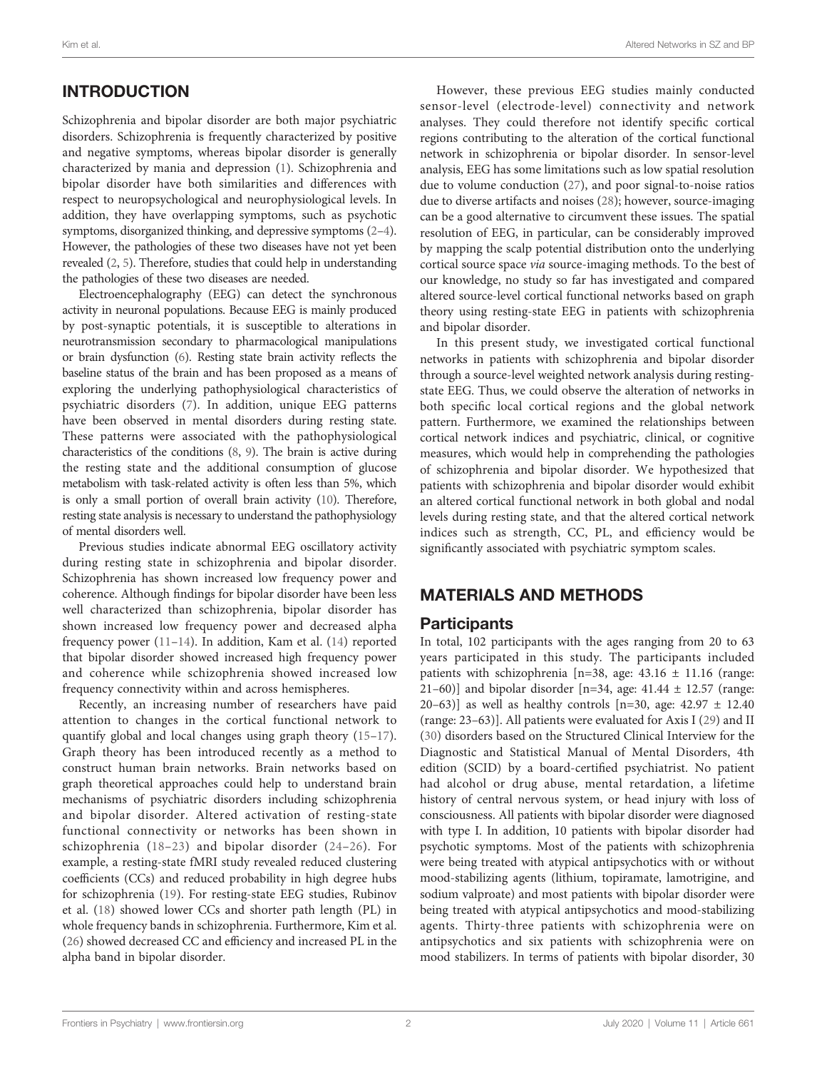## INTRODUCTION

Schizophrenia and bipolar disorder are both major psychiatric disorders. Schizophrenia is frequently characterized by positive and negative symptoms, whereas bipolar disorder is generally characterized by mania and depression (1). Schizophrenia and bipolar disorder have both similarities and differences with respect to neuropsychological and neurophysiological levels. In addition, they have overlapping symptoms, such as psychotic symptoms, disorganized thinking, and depressive symptoms (2–4). However, the pathologies of these two diseases have not yet been revealed (2, 5). Therefore, studies that could help in understanding the pathologies of these two diseases are needed.

Electroencephalography (EEG) can detect the synchronous activity in neuronal populations. Because EEG is mainly produced by post-synaptic potentials, it is susceptible to alterations in neurotransmission secondary to pharmacological manipulations or brain dysfunction (6). Resting state brain activity reflects the baseline status of the brain and has been proposed as a means of exploring the underlying pathophysiological characteristics of psychiatric disorders (7). In addition, unique EEG patterns have been observed in mental disorders during resting state. These patterns were associated with the pathophysiological characteristics of the conditions (8, 9). The brain is active during the resting state and the additional consumption of glucose metabolism with task-related activity is often less than 5%, which is only a small portion of overall brain activity (10). Therefore, resting state analysis is necessary to understand the pathophysiology of mental disorders well.

Previous studies indicate abnormal EEG oscillatory activity during resting state in schizophrenia and bipolar disorder. Schizophrenia has shown increased low frequency power and coherence. Although findings for bipolar disorder have been less well characterized than schizophrenia, bipolar disorder has shown increased low frequency power and decreased alpha frequency power (11–14). In addition, Kam et al. (14) reported that bipolar disorder showed increased high frequency power and coherence while schizophrenia showed increased low frequency connectivity within and across hemispheres.

Recently, an increasing number of researchers have paid attention to changes in the cortical functional network to quantify global and local changes using graph theory (15–17). Graph theory has been introduced recently as a method to construct human brain networks. Brain networks based on graph theoretical approaches could help to understand brain mechanisms of psychiatric disorders including schizophrenia and bipolar disorder. Altered activation of resting-state functional connectivity or networks has been shown in schizophrenia (18–23) and bipolar disorder (24–26). For example, a resting-state fMRI study revealed reduced clustering coefficients (CCs) and reduced probability in high degree hubs for schizophrenia (19). For resting-state EEG studies, Rubinov et al. (18) showed lower CCs and shorter path length (PL) in whole frequency bands in schizophrenia. Furthermore, Kim et al. (26) showed decreased CC and efficiency and increased PL in the alpha band in bipolar disorder.

However, these previous EEG studies mainly conducted sensor-level (electrode-level) connectivity and network analyses. They could therefore not identify specific cortical regions contributing to the alteration of the cortical functional network in schizophrenia or bipolar disorder. In sensor-level analysis, EEG has some limitations such as low spatial resolution due to volume conduction (27), and poor signal-to-noise ratios due to diverse artifacts and noises (28); however, source-imaging can be a good alternative to circumvent these issues. The spatial resolution of EEG, in particular, can be considerably improved by mapping the scalp potential distribution onto the underlying cortical source space *via* source-imaging methods. To the best of our knowledge, no study so far has investigated and compared altered source-level cortical functional networks based on graph theory using resting-state EEG in patients with schizophrenia and bipolar disorder.

In this present study, we investigated cortical functional networks in patients with schizophrenia and bipolar disorder through a source-level weighted network analysis during resting-state EEG. Thus, we could observe the alteration of networks in both specific local cortical regions and the global network pattern. Furthermore, we examined the relationships between cortical network indices and psychiatric, clinical, or cognitive measures, which would help in comprehending the pathologies of schizophrenia and bipolar disorder. We hypothesized that patients with schizophrenia and bipolar disorder would exhibit an altered cortical functional network in both global and nodal levels during resting state, and that the altered cortical network indices such as strength, CC, PL, and efficiency would be significantly associated with psychiatric symptom scales.

## MATERIALS AND METHODS

### Participants

In total, 102 participants with the ages ranging from 20 to 63 years participated in this study. The participants included patients with schizophrenia [n=38, age: 43.16 ± 11.16 (range: 21–60)] and bipolar disorder [n=34, age: 41.44 ± 12.57 (range: 20–63)] as well as healthy controls [n=30, age: 42.97 ± 12.40 (range: 23–63)]. All patients were evaluated for Axis I (29) and II (30) disorders based on the Structured Clinical Interview for the Diagnostic and Statistical Manual of Mental Disorders, 4th edition (SCID) by a board-certified psychiatrist. No patient had alcohol or drug abuse, mental retardation, a lifetime history of central nervous system, or head injury with loss of consciousness. All patients with bipolar disorder were diagnosed with type I. In addition, 10 patients with bipolar disorder had psychotic symptoms. Most of the patients with schizophrenia were being treated with atypical antipsychotics with or without mood-stabilizing agents (lithium, topiramate, lamotrigine, and sodium valproate) and most patients with bipolar disorder were being treated with atypical antipsychotics and mood-stabilizing agents. Thirty-three patients with schizophrenia were on antipsychotics and six patients with schizophrenia were on mood stabilizers. In terms of patients with bipolar disorder, 30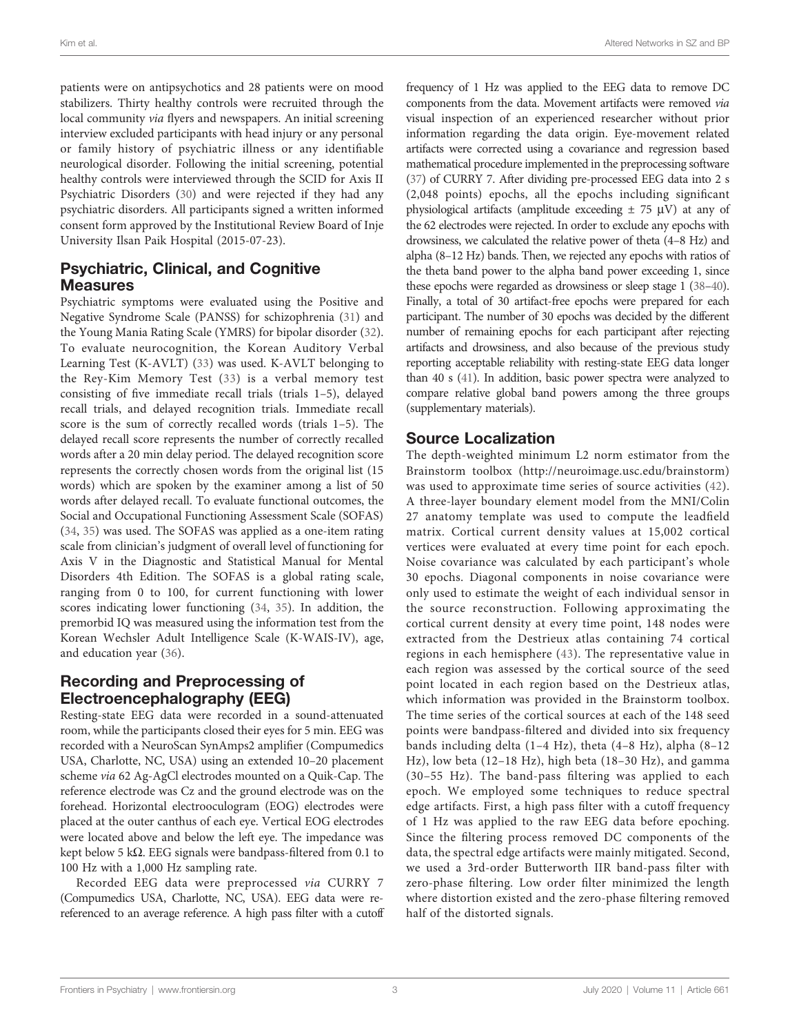patients were on antipsychotics and 28 patients were on mood stabilizers. Thirty healthy controls were recruited through the local community *via* flyers and newspapers. An initial screening interview excluded participants with head injury or any personal or family history of psychiatric illness or any identifiable neurological disorder. Following the initial screening, potential healthy controls were interviewed through the SCID for Axis II Psychiatric Disorders (30) and were rejected if they had any psychiatric disorders. All participants signed a written informed consent form approved by the Institutional Review Board of Inje University Ilsan Paik Hospital (2015-07-23).

## Psychiatric, Clinical, and Cognitive Measures

Psychiatric symptoms were evaluated using the Positive and Negative Syndrome Scale (PANSS) for schizophrenia (31) and the Young Mania Rating Scale (YMRS) for bipolar disorder (32). To evaluate neurocognition, the Korean Auditory Verbal Learning Test (K-AVLT) (33) was used. K-AVLT belonging to the Rey-Kim Memory Test (33) is a verbal memory test consisting of five immediate recall trials (trials 1–5), delayed recall trials, and delayed recognition trials. Immediate recall score is the sum of correctly recalled words (trials 1–5). The delayed recall score represents the number of correctly recalled words after a 20 min delay period. The delayed recognition score represents the correctly chosen words from the original list (15 words) which are spoken by the examiner among a list of 50 words after delayed recall. To evaluate functional outcomes, the Social and Occupational Functioning Assessment Scale (SOFAS) (34, 35) was used. The SOFAS was applied as a one-item rating scale from clinician's judgment of overall level of functioning for Axis V in the Diagnostic and Statistical Manual for Mental Disorders 4th Edition. The SOFAS is a global rating scale, ranging from 0 to 100, for current functioning with lower scores indicating lower functioning (34, 35). In addition, the premorbid IQ was measured using the information test from the Korean Wechsler Adult Intelligence Scale (K-WAIS-IV), age, and education year (36).

## Recording and Preprocessing of Electroencephalography (EEG)

Resting-state EEG data were recorded in a sound-attenuated room, while the participants closed their eyes for 5 min. EEG was recorded with a NeuroScan SynAmps2 amplifier (Compumedics USA, Charlotte, NC, USA) using an extended 10–20 placement scheme *via* 62 Ag-AgCl electrodes mounted on a Quik-Cap. The reference electrode was Cz and the ground electrode was on the forehead. Horizontal electrooculogram (EOG) electrodes were placed at the outer canthus of each eye. Vertical EOG electrodes were located above and below the left eye. The impedance was kept below 5 kΩ. EEG signals were band-pass-filtered from 0.1 to 100 Hz with a 1,000 Hz sampling rate.

Recorded EEG data were preprocessed *via* CURRY 7 (Compumedics USA, Charlotte, NC, USA). EEG data were re-referenced to an average reference. A high pass filter with a cutoff frequency of 1 Hz was applied to the EEG data to remove DC components from the data. Movement artifacts were removed *via* visual inspection of an experienced researcher without prior information regarding the data origin. Eye-movement related artifacts were corrected using a covariance and regression based mathematical procedure implemented in the preprocessing software (37) of CURRY 7. After dividing pre-processed EEG data into 2 s (2,048 points) epochs, all the epochs including significant physiological artifacts (amplitude exceeding ± 75 μV) at any of the 62 electrodes were rejected. In order to exclude any epochs with drowsiness, we calculated the relative power of theta (4–8 Hz) and alpha (8–12 Hz) bands. Then, we rejected any epochs with ratios of the theta band power to the alpha band power exceeding 1, since these epochs were regarded as drowsiness or sleep stage 1 (38–40). Finally, a total of 30 artifact-free epochs were prepared for each participant. The number of 30 epochs was decided by the different number of remaining epochs for each participant after rejecting artifacts and drowsiness, and also because of the previous study reporting acceptable reliability with resting-state EEG data longer than 40 s (41). In addition, basic power spectra were analyzed to compare relative global band powers among the three groups (supplementary materials).

## Source Localization

The depth-weighted minimum L2 norm estimator from the Brainstorm toolbox (http://neuroimage.usc.edu/brainstorm) was used to approximate time series of source activities (42). A three-layer boundary element model from the MNI/Colin 27 anatomy template was used to compute the leadfield matrix. Cortical current density values at 15,002 cortical vertices were evaluated at every time point for each epoch. Noise covariance was calculated by each participant's whole 30 epochs. Diagonal components in noise covariance were only used to estimate the weight of each individual sensor in the source reconstruction. Following approximating the cortical current density at every time point, 148 nodes were extracted from the Destrieux atlas containing 74 cortical regions in each hemisphere (43). The representative value in each region was assessed by the cortical source of the seed point located in each region based on the Destrieux atlas, which information was provided in the Brainstorm toolbox. The time series of the cortical sources at each of the 148 seed points were bandpass-filtered and divided into six frequency bands including delta (1–4 Hz), theta (4–8 Hz), alpha (8–12 Hz), low beta (12–18 Hz), high beta (18–30 Hz), and gamma (30–55 Hz). The band-pass filtering was applied to each epoch. We employed some techniques to reduce spectral edge artifacts. First, a high pass filter with a cutoff frequency of 1 Hz was applied to the raw EEG data before epoching. Since the filtering process removed DC components of the data, the spectral edge artifacts were mainly mitigated. Second, we used a 3rd-order Butterworth IIR band-pass filter with zero-phase filtering. Low order filter minimized the length where distortion existed and the zero-phase filtering removed half of the distorted signals.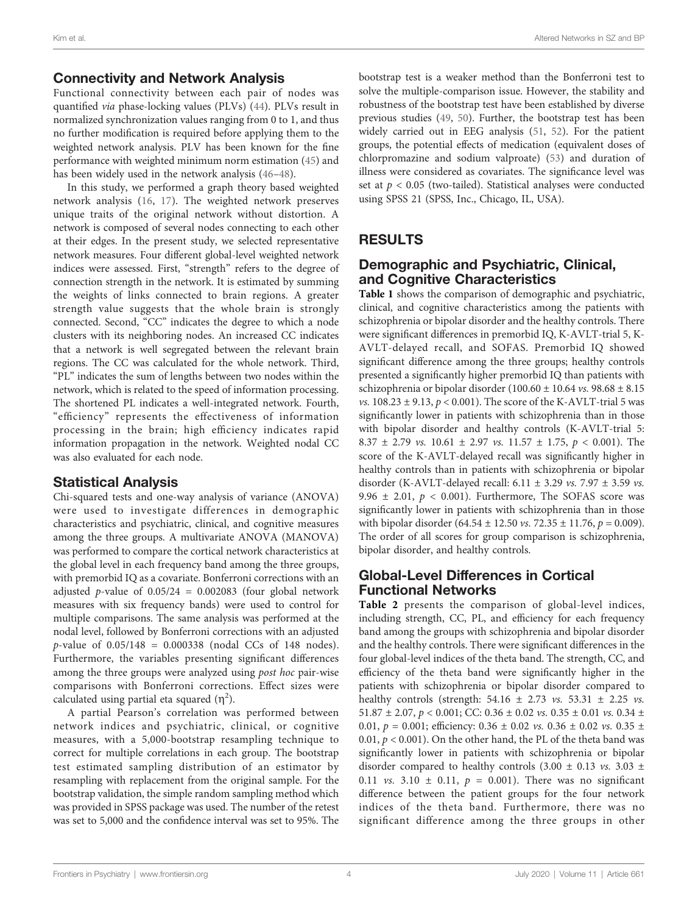## Connectivity and Network Analysis

Functional connectivity between each pair of nodes was quantified *via* phase-locking values (PLVs) (44). PLVs result in normalized synchronization values ranging from 0 to 1, and thus no further modification is required before applying them to the weighted network analysis. PLV has been known for the fine performance with weighted minimum norm estimation (45) and has been widely used in the network analysis (46–48).

In this study, we performed a graph theory based weighted network analysis (16, 17). The weighted network preserves unique traits of the original network without distortion. A network is composed of several nodes connecting to each other at their edges. In the present study, we selected representative network measures. Four different global-level weighted network indices were assessed. First, "strength" refers to the degree of connection strength in the network. It is estimated by summing the weights of links connected to brain regions. A greater strength value suggests that the whole brain is strongly connected. Second, "CC" indicates the degree to which a node clusters with its neighboring nodes. An increased CC indicates that a network is well segregated between the relevant brain regions. The CC was calculated for the whole network. Third, "PL" indicates the sum of lengths between two nodes within the network, which is related to the speed of information processing. The shortened PL indicates a well-integrated network. Fourth, "efficiency" represents the effectiveness of information processing in the brain; high efficiency indicates rapid information propagation in the network. Weighted nodal CC was also evaluated for each node.

## Statistical Analysis

Chi-squared tests and one-way analysis of variance (ANOVA) were used to investigate differences in demographic characteristics and psychiatric, clinical, and cognitive measures among the three groups. A multivariate ANOVA (MANOVA) was performed to compare the cortical network characteristics at the global level in each frequency band among the three groups, with premorbid IQ as a covariate. Bonferroni corrections with an adjusted $p$-value of $0.05/24 = 0.002083$ (four global network measures with six frequency bands) were used to control for multiple comparisons. The same analysis was performed at the nodal level, followed by Bonferroni corrections with an adjusted $p$-value of $0.05/148 = 0.000338$ (nodal CCs of 148 nodes). Furthermore, the variables presenting significant differences among the three groups were analyzed using *post hoc* pair-wise comparisons with Bonferroni corrections. Effect sizes were calculated using partial eta squared ($\eta^2$).

A partial Pearson's correlation was performed between network indices and psychiatric, clinical, or cognitive measures, with a 5,000-bootstrap resampling technique to correct for multiple correlations in each group. The bootstrap test estimated sampling distribution of an estimator by resampling with replacement from the original sample. For the bootstrap validation, the simple random sampling method which was provided in SPSS package was used. The number of the retest was set to 5,000 and the confidence interval was set to 95%. The bootstrap test is a weaker method than the Bonferroni test to solve the multiple-comparison issue. However, the stability and robustness of the bootstrap test have been established by diverse previous studies (49, 50). Further, the bootstrap test has been widely carried out in EEG analysis (51, 52). For the patient groups, the potential effects of medication (equivalent doses of chlorpromazine and sodium valproate) (53) and duration of illness were considered as covariates. The significance level was set at $p < 0.05$ (two-tailed). Statistical analyses were conducted using SPSS 21 (SPSS, Inc., Chicago, IL, USA).

# RESULTS

## Demographic and Psychiatric, Clinical, and Cognitive Characteristics

**Table 1** shows the comparison of demographic and psychiatric, clinical, and cognitive characteristics among the patients with schizophrenia or bipolar disorder and the healthy controls. There were significant differences in premorbid IQ, K-AVLT-trial 5, K-AVLT-delayed recall, and SOFAS. Premorbid IQ showed significant difference among the three groups; healthy controls presented a significantly higher premorbid IQ than patients with schizophrenia or bipolar disorder (100.60 ± 10.64 *vs.* 98.68 ± 8.15 *vs.* 108.23 ± 9.13, $p < 0.001$). The score of the K-AVLT-trial 5 was significantly lower in patients with schizophrenia than in those with bipolar disorder and healthy controls (K-AVLT-trial 5: 8.37 ± 2.79 *vs.* 10.61 ± 2.97 *vs.* 11.57 ± 1.75, $p < 0.001$). The score of the K-AVLT-delayed recall was significantly higher in healthy controls than in patients with schizophrenia or bipolar disorder (K-AVLT-delayed recall: 6.11 ± 3.29 *vs.* 7.97 ± 3.59 *vs.* 9.96 ± 2.01, $p < 0.001$). Furthermore, The SOFAS score was significantly lower in patients with schizophrenia than in those with bipolar disorder (64.54 ± 12.50 *vs.* 72.35 ± 11.76, $p = 0.009$). The order of all scores for group comparison is schizophrenia, bipolar disorder, and healthy controls.

## Global-Level Differences in Cortical Functional Networks

**Table 2** presents the comparison of global-level indices, including strength, CC, PL, and efficiency for each frequency band among the groups with schizophrenia and bipolar disorder and the healthy controls. There were significant differences in the four global-level indices of the theta band. The strength, CC, and efficiency of the theta band were significantly higher in the patients with schizophrenia or bipolar disorder compared to healthy controls (strength: 54.16 ± 2.73 *vs.* 53.31 ± 2.25 *vs.* 51.87 ± 2.07, $p < 0.001$; CC: 0.36 ± 0.02 *vs.* 0.35 ± 0.01 *vs.* 0.34 ± 0.01, $p = 0.001$; efficiency: 0.36 ± 0.02 *vs.* 0.36 ± 0.02 *vs.* 0.35 ± 0.01, $p < 0.001$). On the other hand, the PL of the theta band was significantly lower in patients with schizophrenia or bipolar disorder compared to healthy controls (3.00 ± 0.13 *vs.* 3.03 ± 0.11 *vs.* 3.10 ± 0.11, $p = 0.001$). There was no significant difference between the patient groups for the four network indices of the theta band. Furthermore, there was no significant difference among the three groups in other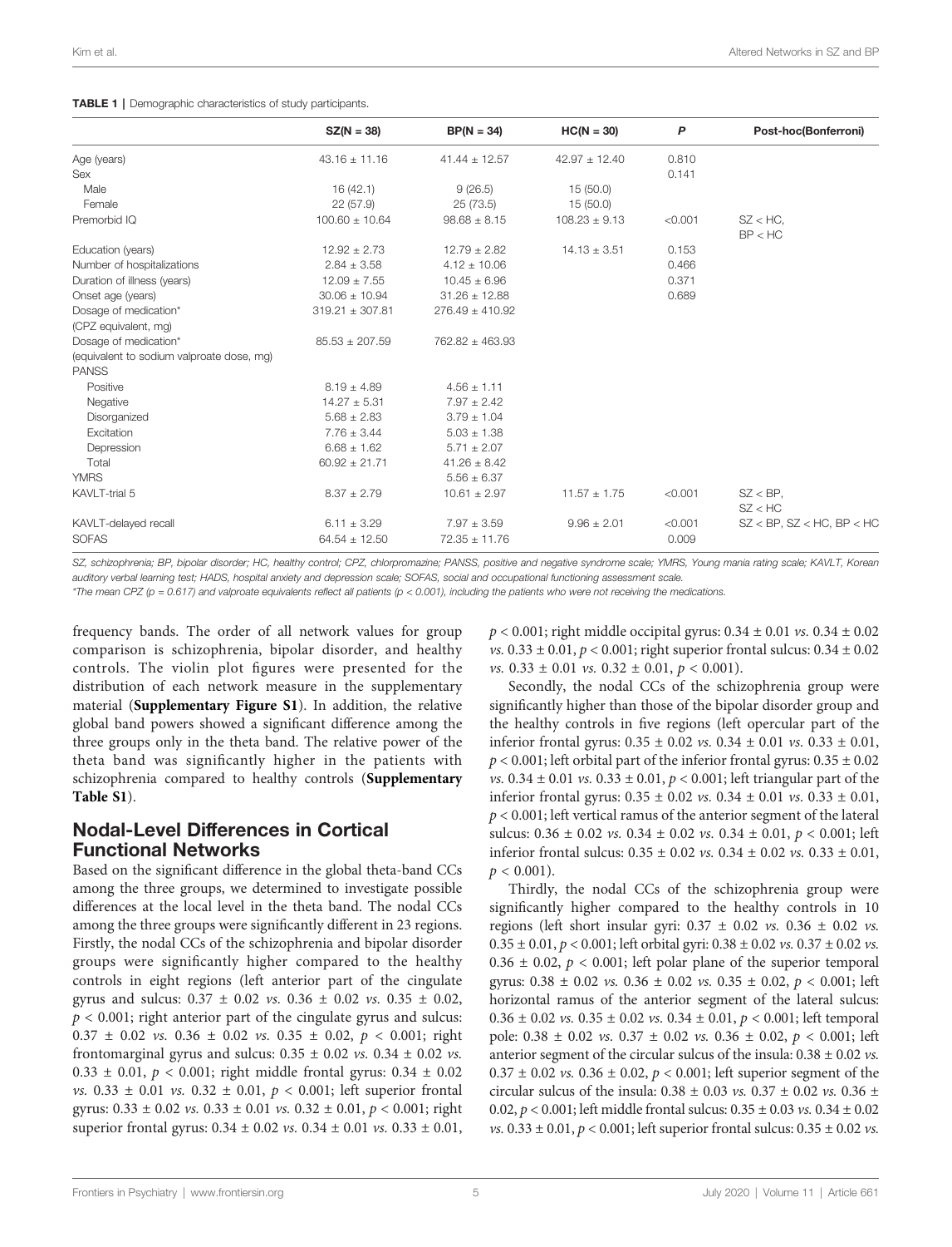**TABLE 1** | Demographic characteristics of study participants.

| | SZ(N = 38) | BP(N = 34) | HC(N = 30) | P | Post-hoc(Bonferroni) |
|---|---|---|---|---|---|
| Age (years) | 43.16 ± 11.16 | 41.44 ± 12.57 | 42.97 ± 12.40 | 0.810 | |
| Sex | | | | 0.141 | |
| Male | 16 (42.1) | 9 (26.5) | 15 (50.0) | | |
| Female | 22 (57.9) | 25 (73.5) | 15 (50.0) | | |
| Premorbid IQ | 100.60 ± 10.64 | 98.68 ± 8.15 | 108.23 ± 9.13 | <0.001 | SZ < HC, BP < HC |
| Education (years) | 12.92 ± 2.73 | 12.79 ± 2.82 | 14.13 ± 3.51 | 0.153 | |
| Number of hospitalizations | 2.84 ± 3.58 | 4.12 ± 10.06 | | 0.466 | |
| Duration of illness (years) | 12.09 ± 7.55 | 10.45 ± 6.96 | | 0.371 | |
| Onset age (years) | 30.06 ± 10.94 | 31.26 ± 12.88 | | 0.689 | |
| Dosage of medication* (CPZ equivalent, mg) | 319.21 ± 307.81 | 276.49 ± 410.92 | | | |
| Dosage of medication* (equivalent to sodium valproate dose, mg) | 85.53 ± 207.59 | 762.82 ± 463.93 | | | |
| PANSS | | | | | |
| Positive | 8.19 ± 4.89 | 4.56 ± 1.11 | | | |
| Negative | 14.27 ± 5.31 | 7.97 ± 2.42 | | | |
| Disorganized | 5.68 ± 2.83 | 3.79 ± 1.04 | | | |
| Excitation | 7.76 ± 3.44 | 5.03 ± 1.38 | | | |
| Depression | 6.68 ± 1.62 | 5.71 ± 2.07 | | | |
| Total | 60.92 ± 21.71 | 41.26 ± 8.42 | | | |
| YMRS | | 5.56 ± 6.37 | | | |
| KAVLT-trial 5 | 8.37 ± 2.79 | 10.61 ± 2.97 | 11.57 ± 1.75 | <0.001 | SZ < BP, SZ < HC |
| KAVLT-delayed recall | 6.11 ± 3.29 | 7.97 ± 3.59 | 9.96 ± 2.01 | <0.001 | SZ < BP, SZ < HC, BP < HC |
| SOFAS | 64.54 ± 12.50 | 72.35 ± 11.76 | | 0.009 | |

*SZ, schizophrenia; BP, bipolar disorder; HC, healthy control; CPZ, chlorpromazine; PANSS, positive and negative syndrome scale; YMRS, Young mania rating scale; KAVLT, Korean auditory verbal learning test; HADS, hospital anxiety and depression scale; SOFAS, social and occupational functioning assessment scale.*

*\*The mean CPZ (p = 0.617) and valproate equivalents reflect all patients (p < 0.001), including the patients who were not receiving the medications.*

frequency bands. The order of all network values for group comparison is schizophrenia, bipolar disorder, and healthy controls. The violin plot figures were presented for the distribution of each network measure in the supplementary material (**Supplementary Figure S1**). In addition, the relative global band powers showed a significant difference among the three groups only in the theta band. The relative power of the theta band was significantly higher in the patients with schizophrenia compared to healthy controls (**Supplementary Table S1**).

## Nodal-Level Differences in Cortical Functional Networks

Based on the significant difference in the global theta-band CCs among the three groups, we determined to investigate possible differences at the local level in the theta band. The nodal CCs among the three groups were significantly different in 23 regions. Firstly, the nodal CCs of the schizophrenia and bipolar disorder groups were significantly higher compared to the healthy controls in eight regions (left anterior part of the cingulate gyrus and sulcus: 0.37 ± 0.02 *vs.* 0.36 ± 0.02 *vs.* 0.35 ± 0.02, $p < 0.001$; right anterior part of the cingulate gyrus and sulcus: 0.37 ± 0.02 *vs.* 0.36 ± 0.02 *vs.* 0.35 ± 0.02, $p < 0.001$; right frontomarginal gyrus and sulcus: 0.35 ± 0.02 *vs.* 0.34 ± 0.02 *vs.* 0.33 ± 0.01, $p < 0.001$; right middle frontal gyrus: 0.34 ± 0.02 *vs.* 0.33 ± 0.01 *vs.* 0.32 ± 0.01, $p < 0.001$; left superior frontal gyrus: 0.33 ± 0.02 *vs.* 0.33 ± 0.01 *vs.* 0.32 ± 0.01, $p < 0.001$; right superior frontal gyrus: 0.34 ± 0.02 *vs.* 0.34 ± 0.01 *vs.* 0.33 ± 0.01, $p < 0.001$; right middle occipital gyrus: 0.34 ± 0.01 *vs.* 0.34 ± 0.02 *vs.* 0.33 ± 0.01, $p < 0.001$; right superior frontal sulcus: 0.34 ± 0.02 *vs.* 0.33 ± 0.01 *vs.* 0.32 ± 0.01, $p < 0.001$).

Secondly, the nodal CCs of the schizophrenia group were significantly higher than those of the bipolar disorder group and the healthy controls in five regions (left opercular part of the inferior frontal gyrus: 0.35 ± 0.02 *vs.* 0.34 ± 0.01 *vs.* 0.33 ± 0.01, $p < 0.001$; left orbital part of the inferior frontal gyrus: 0.35 ± 0.02 *vs.* 0.34 ± 0.01 *vs.* 0.33 ± 0.01, $p < 0.001$; left triangular part of the inferior frontal gyrus: 0.35 ± 0.02 *vs.* 0.34 ± 0.01 *vs.* 0.33 ± 0.01, $p < 0.001$; left vertical ramus of the anterior segment of the lateral sulcus: 0.36 ± 0.02 *vs.* 0.34 ± 0.02 *vs.* 0.34 ± 0.01, $p < 0.001$; left inferior frontal sulcus: 0.35 ± 0.02 *vs.* 0.34 ± 0.02 *vs.* 0.33 ± 0.01, $p < 0.001$).

Thirdly, the nodal CCs of the schizophrenia group were significantly higher compared to the healthy controls in 10 regions (left short insular gyri: 0.37 ± 0.02 *vs.* 0.36 ± 0.02 *vs.* 0.35 ± 0.01, $p < 0.001$; left orbital gyri: 0.38 ± 0.02 *vs.* 0.37 ± 0.02 *vs.* 0.36 ± 0.02, $p < 0.001$; left polar plane of the superior temporal gyrus: 0.38 ± 0.02 *vs.* 0.36 ± 0.02 *vs.* 0.35 ± 0.02, $p < 0.001$; left horizontal ramus of the anterior segment of the lateral sulcus: 0.36 ± 0.02 *vs.* 0.35 ± 0.02 *vs.* 0.34 ± 0.01, $p < 0.001$; left temporal pole: 0.38 ± 0.02 *vs.* 0.37 ± 0.02 *vs.* 0.36 ± 0.02, $p < 0.001$; left anterior segment of the circular sulcus of the insula: 0.38 ± 0.02 *vs.* 0.37 ± 0.02 *vs.* 0.36 ± 0.02, $p < 0.001$; left superior segment of the circular sulcus of the insula: 0.38 ± 0.03 *vs.* 0.37 ± 0.02 *vs.* 0.36 ± 0.02, $p < 0.001$; left middle frontal sulcus: 0.35 ± 0.03 *vs.* 0.34 ± 0.02 *vs.* 0.33 ± 0.01, $p < 0.001$; left superior frontal sulcus: 0.35 ± 0.02 *vs.*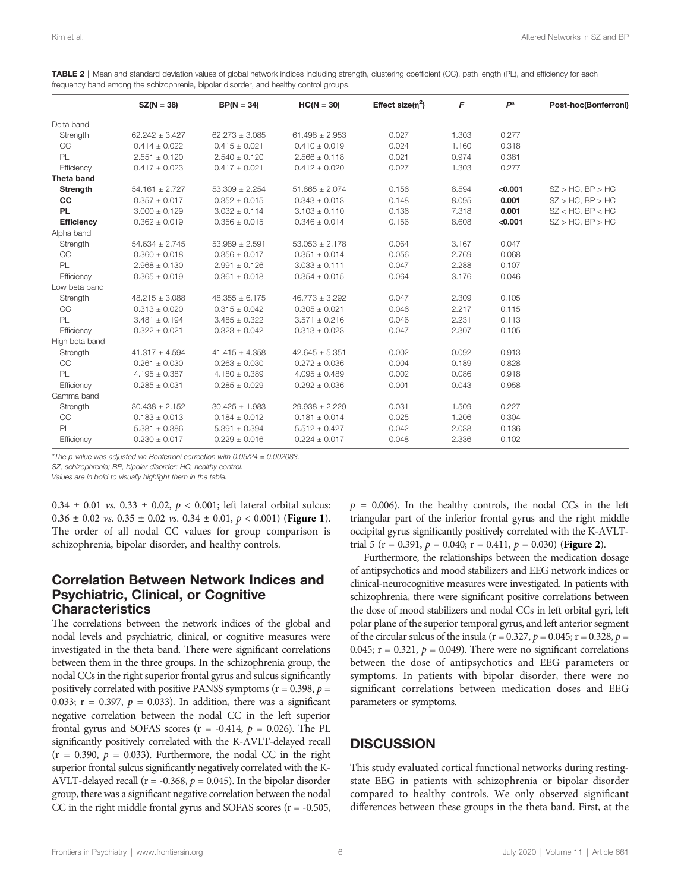**TABLE 2** | Mean and standard deviation values of global network indices including strength, clustering coefficient (CC), path length (PL), and efficiency for each frequency band among the schizophrenia, bipolar disorder, and healthy control groups.

| | SZ(N = 38) | BP(N = 34) | HC(N = 30) | Effect size($\eta^2$) | F | P* | Post-hoc(Bonferroni) |
|---|---|---|---|---|---|---|---|
| Delta band | | | | | | | |
| Strength | 62.242 ± 3.427 | 62.273 ± 3.085 | 61.498 ± 2.953 | 0.027 | 1.303 | 0.277 | |
| CC | 0.414 ± 0.022 | 0.415 ± 0.021 | 0.410 ± 0.019 | 0.024 | 1.160 | 0.318 | |
| PL | 2.551 ± 0.120 | 2.540 ± 0.120 | 2.566 ± 0.118 | 0.021 | 0.974 | 0.381 | |
| Efficiency | 0.417 ± 0.023 | 0.417 ± 0.021 | 0.412 ± 0.020 | 0.027 | 1.303 | 0.277 | |
| **Theta band** | | | | | | | |
| **Strength** | 54.161 ± 2.727 | 53.309 ± 2.254 | 51.865 ± 2.074 | 0.156 | 8.594 | **<0.001** | SZ > HC, BP > HC |
| **CC** | 0.357 ± 0.017 | 0.352 ± 0.015 | 0.343 ± 0.013 | 0.148 | 8.095 | **0.001** | SZ > HC, BP > HC |
| **PL** | 3.000 ± 0.129 | 3.032 ± 0.114 | 3.103 ± 0.110 | 0.136 | 7.318 | **0.001** | SZ < HC, BP < HC |
| **Efficiency** | 0.362 ± 0.019 | 0.356 ± 0.015 | 0.346 ± 0.014 | 0.156 | 8.608 | **<0.001** | SZ > HC, BP > HC |
| Alpha band | | | | | | | |
| Strength | 54.634 ± 2.745 | 53.989 ± 2.591 | 53.053 ± 2.178 | 0.064 | 3.167 | 0.047 | |
| CC | 0.360 ± 0.018 | 0.356 ± 0.017 | 0.351 ± 0.014 | 0.056 | 2.769 | 0.068 | |
| PL | 2.968 ± 0.130 | 2.991 ± 0.126 | 3.033 ± 0.111 | 0.047 | 2.288 | 0.107 | |
| Efficiency | 0.365 ± 0.019 | 0.361 ± 0.018 | 0.354 ± 0.015 | 0.064 | 3.176 | 0.046 | |
| Low beta band | | | | | | | |
| Strength | 48.215 ± 3.088 | 48.355 ± 6.175 | 46.773 ± 3.292 | 0.047 | 2.309 | 0.105 | |
| CC | 0.313 ± 0.020 | 0.315 ± 0.042 | 0.305 ± 0.021 | 0.046 | 2.217 | 0.115 | |
| PL | 3.481 ± 0.194 | 3.485 ± 0.322 | 3.571 ± 0.216 | 0.046 | 2.231 | 0.113 | |
| Efficiency | 0.322 ± 0.021 | 0.323 ± 0.042 | 0.313 ± 0.023 | 0.047 | 2.307 | 0.105 | |
| High beta band | | | | | | | |
| Strength | 41.317 ± 4.594 | 41.415 ± 4.358 | 42.645 ± 5.351 | 0.002 | 0.092 | 0.913 | |
| CC | 0.261 ± 0.030 | 0.263 ± 0.030 | 0.272 ± 0.036 | 0.004 | 0.189 | 0.828 | |
| PL | 4.195 ± 0.387 | 4.180 ± 0.389 | 4.095 ± 0.489 | 0.002 | 0.086 | 0.918 | |
| Efficiency | 0.285 ± 0.031 | 0.285 ± 0.029 | 0.292 ± 0.036 | 0.001 | 0.043 | 0.958 | |
| Gamma band | | | | | | | |
| Strength | 30.438 ± 2.152 | 30.425 ± 1.983 | 29.938 ± 2.229 | 0.031 | 1.509 | 0.227 | |
| CC | 0.183 ± 0.013 | 0.184 ± 0.012 | 0.181 ± 0.014 | 0.025 | 1.206 | 0.304 | |
| PL | 5.381 ± 0.386 | 5.391 ± 0.394 | 5.512 ± 0.427 | 0.042 | 2.038 | 0.136 | |
| Efficiency | 0.230 ± 0.017 | 0.229 ± 0.016 | 0.224 ± 0.017 | 0.048 | 2.336 | 0.102 | |

*The p-value was adjusted via Bonferroni correction with 0.05/24 = 0.002083.
SZ, schizophrenia; BP, bipolar disorder; HC, healthy control.
Values are in bold to visually highlight them in the table.

0.34 ± 0.01 *vs.* 0.33 ± 0.02, $p < 0.001$; left lateral orbital sulcus: 0.36 ± 0.02 *vs.* 0.35 ± 0.02 *vs.* 0.34 ± 0.01, $p < 0.001$) (**Figure 1**). The order of all nodal CC values for group comparison is schizophrenia, bipolar disorder, and healthy controls.

## Correlation Between Network Indices and Psychiatric, Clinical, or Cognitive Characteristics

The correlations between the network indices of the global and nodal levels and psychiatric, clinical, or cognitive measures were investigated in the theta band. There were significant correlations between them in the three groups. In the schizophrenia group, the nodal CCs in the right superior frontal gyrus and sulcus significantly positively correlated with positive PANSS symptoms ($r = 0.398$, $p = 0.033$; $r = 0.397$, $p = 0.033$). In addition, there was a significant negative correlation between the nodal CC in the left superior frontal gyrus and SOFAS scores ($r = -0.414$, $p = 0.026$). The PL significantly positively correlated with the K-AVLT-delayed recall ($r = 0.390$, $p = 0.033$). Furthermore, the nodal CC in the right superior frontal sulcus significantly negatively correlated with the K-AVLT-delayed recall ($r = -0.368$, $p = 0.045$). In the bipolar disorder group, there was a significant negative correlation between the nodal CC in the right middle frontal gyrus and SOFAS scores ($r = -0.505$, $p = 0.006$). In the healthy controls, the nodal CCs in the left triangular part of the inferior frontal gyrus and the right middle occipital gyrus significantly positively correlated with the K-AVLT-trial 5 ($r = 0.391$, $p = 0.040$; $r = 0.411$, $p = 0.030$) (**Figure 2**).

Furthermore, the relationships between the medication dosage of antipsychotics and mood stabilizers and EEG network indices or clinical-neurocognitive measures were investigated. In patients with schizophrenia, there were significant positive correlations between the dose of mood stabilizers and nodal CCs in left orbital gyri, left polar plane of the superior temporal gyrus, and left anterior segment of the circular sulcus of the insula ($r = 0.327$, $p = 0.045$; $r = 0.328$, $p = 0.045$; $r = 0.321$, $p = 0.049$). There were no significant correlations between the dose of antipsychotics and EEG parameters or symptoms. In patients with bipolar disorder, there were no significant correlations between medication doses and EEG parameters or symptoms.

# DISCUSSION

This study evaluated cortical functional networks during resting-state EEG in patients with schizophrenia or bipolar disorder compared to healthy controls. We only observed significant differences between these groups in the theta band. First, at the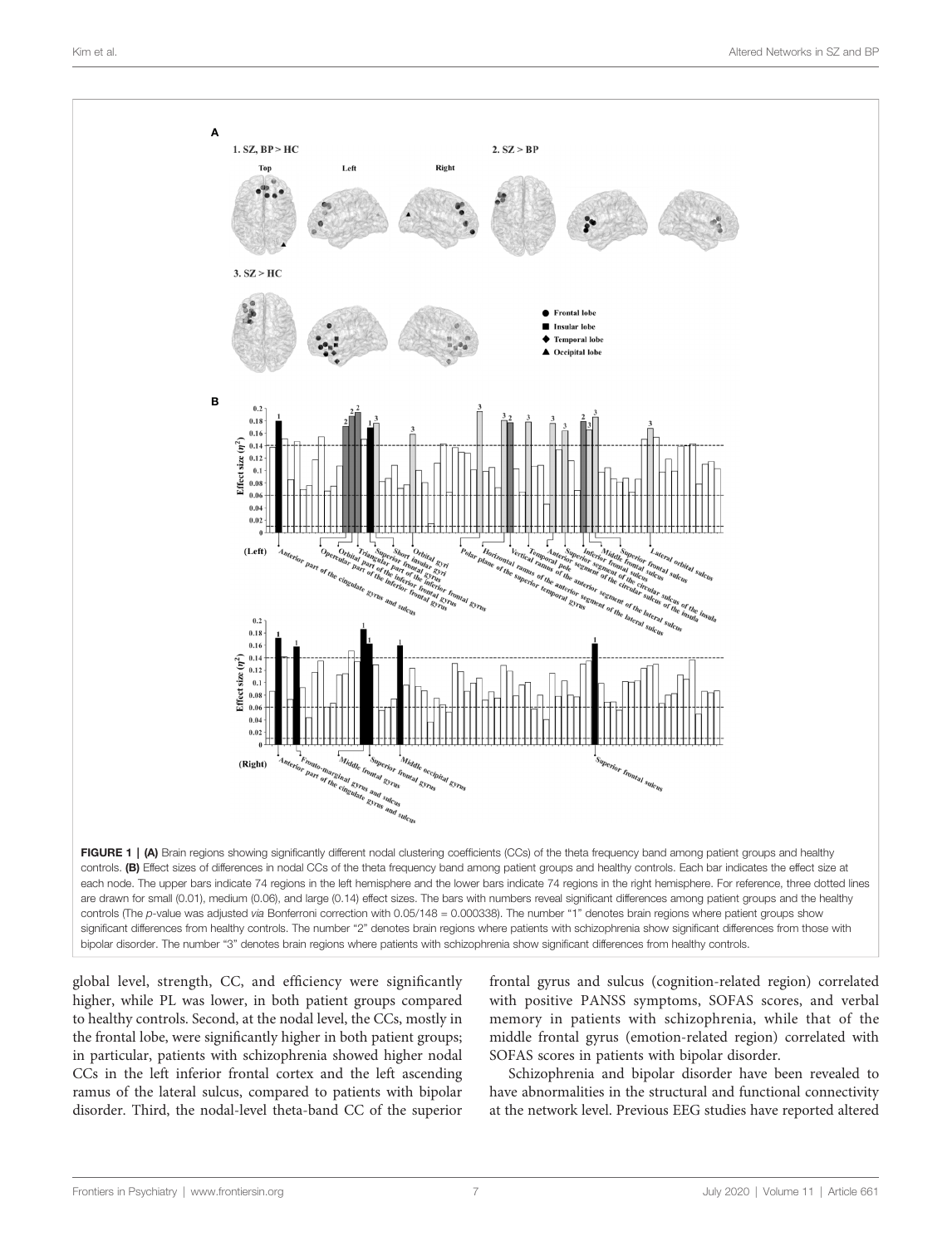A

1. SZ, BP > HC

Top Left Right

2. SZ > BP

3. SZ > HC

● Frontal lobe
■ Insular lobe
◆ Temporal lobe
▲ Occipital lobe

B

Effect size ($\eta^2$)

0.2
0.18
0.16
0.14
0.12
0.1
0.08
0.06
0.04
0.02
0

(Left)

Anterior part of the cingulate gyrus and sulcus
Opercular part of the inferior frontal gyrus
Orbital part of the inferior frontal gyrus
Triangular part of the inferior frontal gyrus
Superior frontal gyrus
Short insular gyri
Orbital gyri
Polar plane of the superior temporal gyrus
Horizontal ramus of the anterior segment of the lateral sulcus
Vertical ramus of the anterior segment of the lateral sulcus
Temporal pole
Anterior segment of the circular sulcus of the insula
Superior segment of the circular sulcus of the insula
Inferior frontal sulcus
Middle frontal sulcus
Superior frontal sulcus
Lateral orbital sulcus

(Right)

Anterior part of the cingulate gyrus and sulcus
Fronto-marginal gyrus and sulcus
Middle frontal gyrus
Superior frontal gyrus
Middle occipital gyrus
Superior frontal sulcus

**FIGURE 1 | (A)** Brain regions showing significantly different nodal clustering coefficients (CCs) of the theta frequency band among patient groups and healthy controls. **(B)** Effect sizes of differences in nodal CCs of the theta frequency band among patient groups and healthy controls. Each bar indicates the effect size at each node. The upper bars indicate 74 regions in the left hemisphere and the lower bars indicate 74 regions in the right hemisphere. For reference, three dotted lines are drawn for small (0.01), medium (0.06), and large (0.14) effect sizes. The bars with numbers reveal significant differences among patient groups and the healthy controls (The *p*-value was adjusted *via* Bonferroni correction with 0.05/148 = 0.000338). The number "1" denotes brain regions where patient groups show significant differences from healthy controls. The number "2" denotes brain regions where patients with schizophrenia show significant differences from those with bipolar disorder. The number "3" denotes brain regions where patients with schizophrenia show significant differences from healthy controls.

global level, strength, CC, and efficiency were significantly higher, while PL was lower, in both patient groups compared to healthy controls. Second, at the nodal level, the CCs, mostly in the frontal lobe, were significantly higher in both patient groups; in particular, patients with schizophrenia showed higher nodal CCs in the left inferior frontal cortex and the left ascending ramus of the lateral sulcus, compared to patients with bipolar disorder. Third, the nodal-level theta-band CC of the superior frontal gyrus and sulcus (cognition-related region) correlated with positive PANSS symptoms, SOFAS scores, and verbal memory in patients with schizophrenia, while that of the middle frontal gyrus (emotion-related region) correlated with SOFAS scores in patients with bipolar disorder.

Schizophrenia and bipolar disorder have been revealed to have abnormalities in the structural and functional connectivity at the network level. Previous EEG studies have reported altered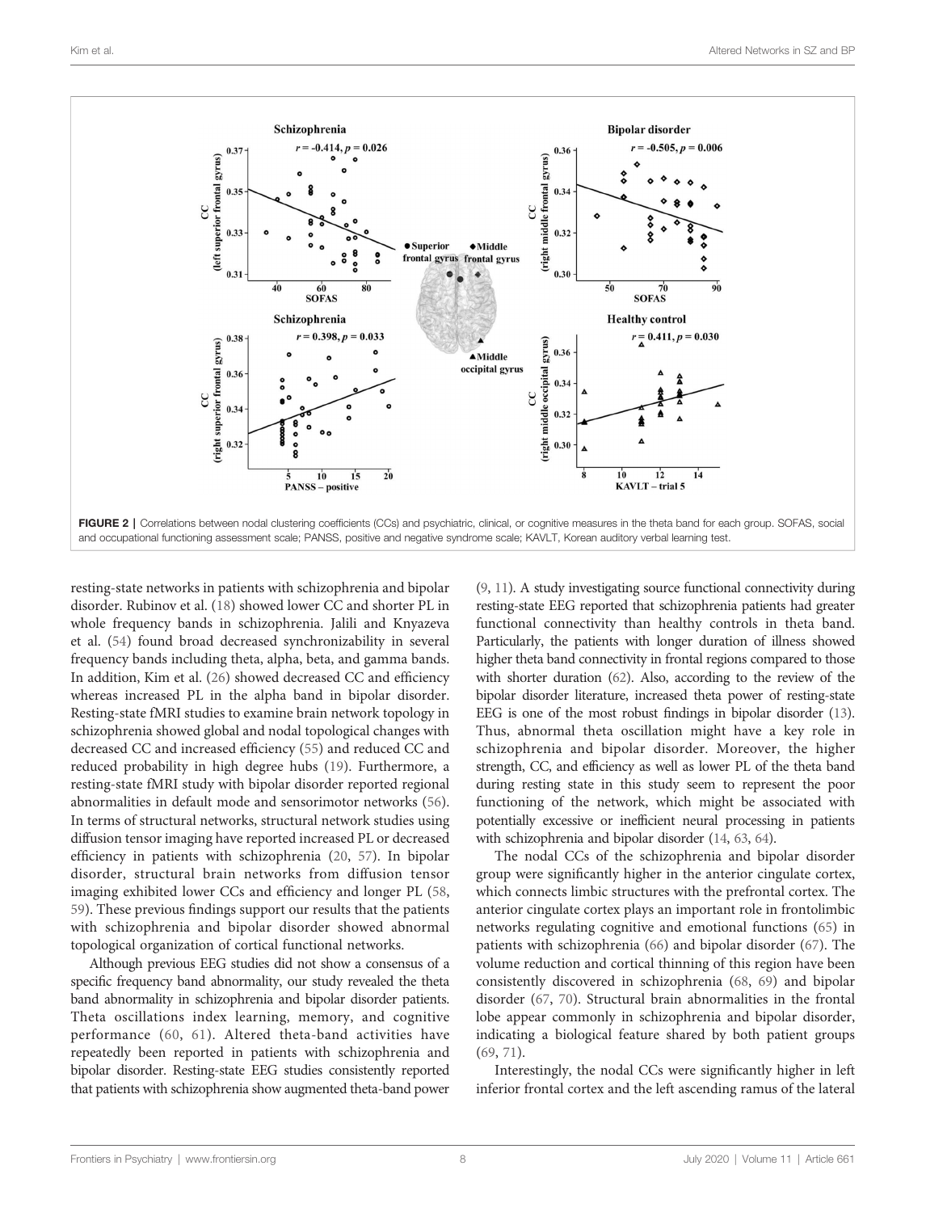Schizophrenia

$r = -0.414, p = 0.026$

CC (left superior frontal gyrus)

0.37
0.35
0.33
0.31

40
60
80

SOFAS

Bipolar disorder

$r = -0.505, p = 0.006$

CC (right middle frontal gyrus)

0.36
0.34
0.32
0.30

50
70
90

SOFAS

● Superior frontal gyrus
◆ Middle frontal gyrus
▲ Middle occipital gyrus

Schizophrenia

$r = 0.398, p = 0.033$

CC (right superior frontal gyrus)

0.38
0.36
0.34
0.32

5
10
15
20

PANSS – positive

Healthy control

$r = 0.411, p = 0.030$

CC (right middle occipital gyrus)

0.36
0.34
0.32
0.30

8
10
12
14

KAVLT – trial 5

**FIGURE 2** | Correlations between nodal clustering coefficients (CCs) and psychiatric, clinical, or cognitive measures in the theta band for each group. SOFAS, social and occupational functioning assessment scale; PANSS, positive and negative syndrome scale; KAVLT, Korean auditory verbal learning test.

resting-state networks in patients with schizophrenia and bipolar disorder. Rubinov et al. (18) showed lower CC and shorter PL in whole frequency bands in schizophrenia. Jalili and Knyazeva et al. (54) found broad decreased synchronizability in several frequency bands including theta, alpha, beta, and gamma bands. In addition, Kim et al. (26) showed decreased CC and efficiency whereas increased PL in the alpha band in bipolar disorder. Resting-state fMRI studies to examine brain network topology in schizophrenia showed global and nodal topological changes with decreased CC and increased efficiency (55) and reduced CC and reduced probability in high degree hubs (19). Furthermore, a resting-state fMRI study with bipolar disorder reported regional abnormalities in default mode and sensorimotor networks (56). In terms of structural networks, structural network studies using diffusion tensor imaging have reported increased PL or decreased efficiency in patients with schizophrenia (20, 57). In bipolar disorder, structural brain networks from diffusion tensor imaging exhibited lower CCs and efficiency and longer PL (58, 59). These previous findings support our results that the patients with schizophrenia and bipolar disorder showed abnormal topological organization of cortical functional networks.

Although previous EEG studies did not show a consensus of a specific frequency band abnormality, our study revealed the theta band abnormality in schizophrenia and bipolar disorder patients. Theta oscillations index learning, memory, and cognitive performance (60, 61). Altered theta-band activities have repeatedly been reported in patients with schizophrenia and bipolar disorder. Resting-state EEG studies consistently reported that patients with schizophrenia show augmented theta-band power (9, 11). A study investigating source functional connectivity during resting-state EEG reported that schizophrenia patients had greater functional connectivity than healthy controls in theta band. Particularly, the patients with longer duration of illness showed higher theta band connectivity in frontal regions compared to those with shorter duration (62). Also, according to the review of the bipolar disorder literature, increased theta power of resting-state EEG is one of the most robust findings in bipolar disorder (13). Thus, abnormal theta oscillation might have a key role in schizophrenia and bipolar disorder. Moreover, the higher strength, CC, and efficiency as well as lower PL of the theta band during resting state in this study seem to represent the poor functioning of the network, which might be associated with potentially excessive or inefficient neural processing in patients with schizophrenia and bipolar disorder (14, 63, 64).

The nodal CCs of the schizophrenia and bipolar disorder group were significantly higher in the anterior cingulate cortex, which connects limbic structures with the prefrontal cortex. The anterior cingulate cortex plays an important role in frontolimbic networks regulating cognitive and emotional functions (65) in patients with schizophrenia (66) and bipolar disorder (67). The volume reduction and cortical thinning of this region have been consistently discovered in schizophrenia (68, 69) and bipolar disorder (67, 70). Structural brain abnormalities in the frontal lobe appear commonly in schizophrenia and bipolar disorder, indicating a biological feature shared by both patient groups (69, 71).

Interestingly, the nodal CCs were significantly higher in left inferior frontal cortex and the left ascending ramus of the lateral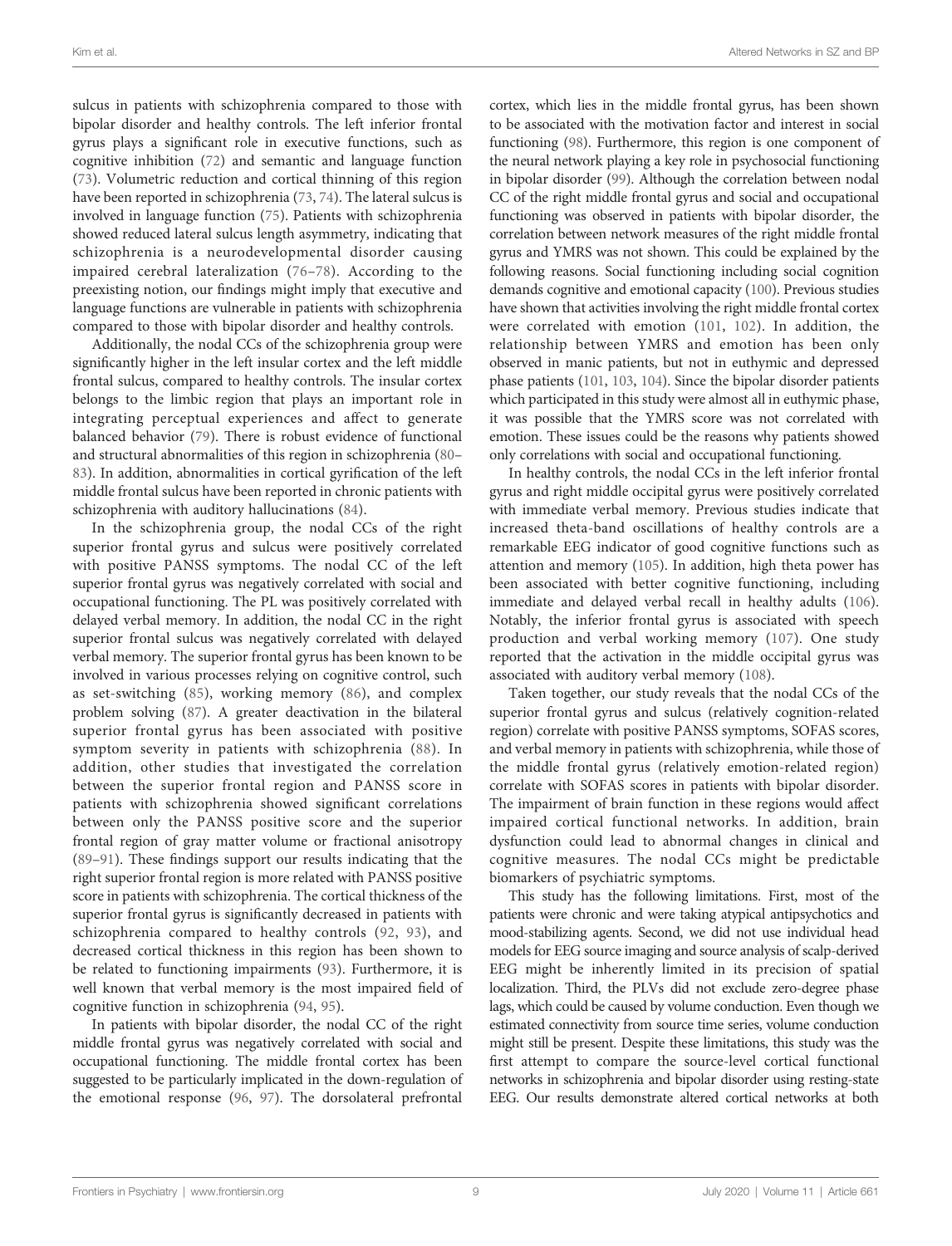sulcus in patients with schizophrenia compared to those with bipolar disorder and healthy controls. The left inferior frontal gyrus plays a significant role in executive functions, such as cognitive inhibition (72) and semantic and language function (73). Volumetric reduction and cortical thinning of this region have been reported in schizophrenia (73, 74). The lateral sulcus is involved in language function (75). Patients with schizophrenia showed reduced lateral sulcus length asymmetry, indicating that schizophrenia is a neurodevelopmental disorder causing impaired cerebral lateralization (76–78). According to the preexisting notion, our findings might imply that executive and language functions are vulnerable in patients with schizophrenia compared to those with bipolar disorder and healthy controls.

Additionally, the nodal CCs of the schizophrenia group were significantly higher in the left insular cortex and the left middle frontal sulcus, compared to healthy controls. The insular cortex belongs to the limbic region that plays an important role in integrating perceptual experiences and affect to generate balanced behavior (79). There is robust evidence of functional and structural abnormalities of this region in schizophrenia (80–83). In addition, abnormalities in cortical gyrification of the left middle frontal sulcus have been reported in chronic patients with schizophrenia with auditory hallucinations (84).

In the schizophrenia group, the nodal CCs of the right superior frontal gyrus and sulcus were positively correlated with positive PANSS symptoms. The nodal CC of the left superior frontal gyrus was negatively correlated with social and occupational functioning. The PL was positively correlated with delayed verbal memory. In addition, the nodal CC in the right superior frontal sulcus was negatively correlated with delayed verbal memory. The superior frontal gyrus has been known to be involved in various processes relying on cognitive control, such as set-switching (85), working memory (86), and complex problem solving (87). A greater deactivation in the bilateral superior frontal gyrus has been associated with positive symptom severity in patients with schizophrenia (88). In addition, other studies that investigated the correlation between the superior frontal region and PANSS score in patients with schizophrenia showed significant correlations between only the PANSS positive score and the superior frontal region of gray matter volume or fractional anisotropy (89–91). These findings support our results indicating that the right superior frontal region is more related with PANSS positive score in patients with schizophrenia. The cortical thickness of the superior frontal gyrus is significantly decreased in patients with schizophrenia compared to healthy controls (92, 93), and decreased cortical thickness in this region has been shown to be related to functioning impairments (93). Furthermore, it is well known that verbal memory is the most impaired field of cognitive function in schizophrenia (94, 95).

In patients with bipolar disorder, the nodal CC of the right middle frontal gyrus was negatively correlated with social and occupational functioning. The middle frontal cortex has been suggested to be particularly implicated in the down-regulation of the emotional response (96, 97). The dorsolateral prefrontal cortex, which lies in the middle frontal gyrus, has been shown to be associated with the motivation factor and interest in social functioning (98). Furthermore, this region is one component of the neural network playing a key role in psychosocial functioning in bipolar disorder (99). Although the correlation between nodal CC of the right middle frontal gyrus and social and occupational functioning was observed in patients with bipolar disorder, the correlation between network measures of the right middle frontal gyrus and YMRS was not shown. This could be explained by the following reasons. Social functioning including social cognition demands cognitive and emotional capacity (100). Previous studies have shown that activities involving the right middle frontal cortex were correlated with emotion (101, 102). In addition, the relationship between YMRS and emotion has been only observed in manic patients, but not in euthymic and depressed phase patients (101, 103, 104). Since the bipolar disorder patients which participated in this study were almost all in euthymic phase, it was possible that the YMRS score was not correlated with emotion. These issues could be the reasons why patients showed only correlations with social and occupational functioning.

In healthy controls, the nodal CCs in the left inferior frontal gyrus and right middle occipital gyrus were positively correlated with immediate verbal memory. Previous studies indicate that increased theta-band oscillations of healthy controls are a remarkable EEG indicator of good cognitive functions such as attention and memory (105). In addition, high theta power has been associated with better cognitive functioning, including immediate and delayed verbal recall in healthy adults (106). Notably, the inferior frontal gyrus is associated with speech production and verbal working memory (107). One study reported that the activation in the middle occipital gyrus was associated with auditory verbal memory (108).

Taken together, our study reveals that the nodal CCs of the superior frontal gyrus and sulcus (relatively cognition-related region) correlate with positive PANSS symptoms, SOFAS scores, and verbal memory in patients with schizophrenia, while those of the middle frontal gyrus (relatively emotion-related region) correlate with SOFAS scores in patients with bipolar disorder. The impairment of brain function in these regions would affect impaired cortical functional networks. In addition, brain dysfunction could lead to abnormal changes in clinical and cognitive measures. The nodal CCs might be predictable biomarkers of psychiatric symptoms.

This study has the following limitations. First, most of the patients were chronic and were taking atypical antipsychotics and mood-stabilizing agents. Second, we did not use individual head models for EEG source imaging and source analysis of scalp-derived EEG might be inherently limited in its precision of spatial localization. Third, the PLVs did not exclude zero-degree phase lags, which could be caused by volume conduction. Even though we estimated connectivity from source time series, volume conduction might still be present. Despite these limitations, this study was the first attempt to compare the source-level cortical functional networks in schizophrenia and bipolar disorder using resting-state EEG. Our results demonstrate altered cortical networks at both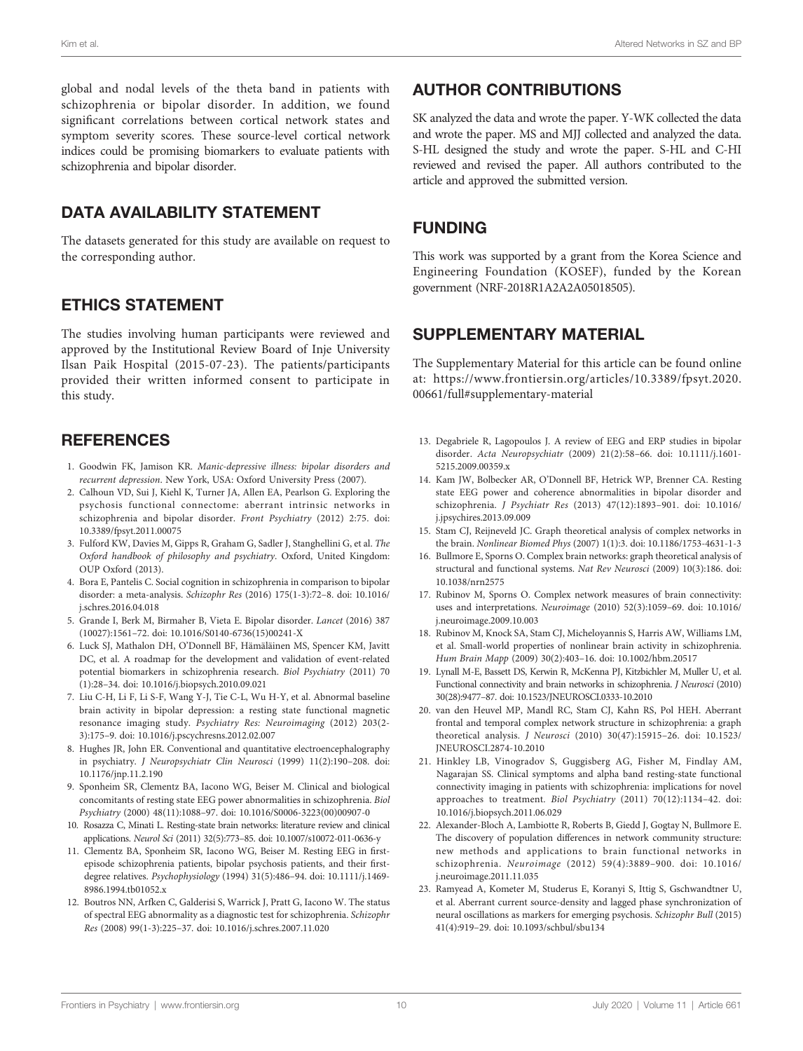global and nodal levels of the theta band in patients with schizophrenia or bipolar disorder. In addition, we found significant correlations between cortical network states and symptom severity scores. These source-level cortical network indices could be promising biomarkers to evaluate patients with schizophrenia and bipolar disorder.

## DATA AVAILABILITY STATEMENT

The datasets generated for this study are available on request to the corresponding author.

## ETHICS STATEMENT

The studies involving human participants were reviewed and approved by the Institutional Review Board of Inje University Ilsan Paik Hospital (2015-07-23). The patients/participants provided their written informed consent to participate in this study.

## AUTHOR CONTRIBUTIONS

SK analyzed the data and wrote the paper. Y-WK collected the data and wrote the paper. MS and MJJ collected and analyzed the data. S-HL designed the study and wrote the paper. S-HL and C-HI reviewed and revised the paper. All authors contributed to the article and approved the submitted version.

## FUNDING

This work was supported by a grant from the Korea Science and Engineering Foundation (KOSEF), funded by the Korean government (NRF-2018R1A2A2A05018505).

## SUPPLEMENTARY MATERIAL

The Supplementary Material for this article can be found online at: https://www.frontiersin.org/articles/10.3389/fpsyt.2020.00661/full#supplementary-material

## REFERENCES

1. Goodwin FK, Jamison KR. *Manic-depressive illness: bipolar disorders and recurrent depression*. New York, USA: Oxford University Press (2007).
2. Calhoun VD, Sui J, Kiehl K, Turner JA, Allen EA, Pearlson G. Exploring the psychosis functional connectome: aberrant intrinsic networks in schizophrenia and bipolar disorder. *Front Psychiatry* (2012) 2:75. doi: 10.3389/fpsyt.2011.00075
3. Fulford KW, Davies M, Gipps R, Graham G, Sadler J, Stanghellini G, et al. *The Oxford handbook of philosophy and psychiatry*. Oxford, United Kingdom: OUP Oxford (2013).
4. Bora E, Pantelis C. Social cognition in schizophrenia in comparison to bipolar disorder: a meta-analysis. *Schizophr Res* (2016) 175(1-3):72–8. doi: 10.1016/j.schres.2016.04.018
5. Grande I, Berk M, Birmaher B, Vieta E. Bipolar disorder. *Lancet* (2016) 387 (10027):1561–72. doi: 10.1016/S0140-6736(15)00241-X
6. Luck SJ, Mathalon DH, O'Donnell BF, Hämäläinen MS, Spencer KM, Javitt DC, et al. A roadmap for the development and validation of event-related potential biomarkers in schizophrenia research. *Biol Psychiatry* (2011) 70 (1):28–34. doi: 10.1016/j.biopsych.2010.09.021
7. Liu C-H, Li F, Li S-F, Wang Y-J, Tie C-L, Wu H-Y, et al. Abnormal baseline brain activity in bipolar depression: a resting state functional magnetic resonance imaging study. *Psychiatry Res: Neuroimaging* (2012) 203(2-3):175–9. doi: 10.1016/j.pscychresns.2012.02.007
8. Hughes JR, John ER. Conventional and quantitative electroencephalography in psychiatry. *J Neuropsychiatr Clin Neurosci* (1999) 11(2):190–208. doi: 10.1176/jnp.11.2.190
9. Sponheim SR, Clementz BA, Iacono WG, Beiser M. Clinical and biological concomitants of resting state EEG power abnormalities in schizophrenia. *Biol Psychiatry* (2000) 48(11):1088–97. doi: 10.1016/S0006-3223(00)00907-0
10. Rosazza C, Minati L. Resting-state brain networks: literature review and clinical applications. *Neurol Sci* (2011) 32(5):773–85. doi: 10.1007/s10072-011-0636-y
11. Clementz BA, Sponheim SR, Iacono WG, Beiser M. Resting EEG in first-episode schizophrenia patients, bipolar psychosis patients, and their first-degree relatives. *Psychophysiology* (1994) 31(5):486–94. doi: 10.1111/j.1469-8986.1994.tb01052.x
12. Boutros NN, Arfken C, Galderisi S, Warrick J, Pratt G, Iacono W. The status of spectral EEG abnormality as a diagnostic test for schizophrenia. *Schizophr Res* (2008) 99(1-3):225–37. doi: 10.1016/j.schres.2007.11.020
13. Degabriele R, Lagopoulos J. A review of EEG and ERP studies in bipolar disorder. *Acta Neuropsychiatr* (2009) 21(2):58–66. doi: 10.1111/j.1601-5215.2009.00359.x
14. Kam JW, Bolbecker AR, O'Donnell BF, Hetrick WP, Brenner CA. Resting state EEG power and coherence abnormalities in bipolar disorder and schizophrenia. *J Psychiatr Res* (2013) 47(12):1893–901. doi: 10.1016/j.jpsychires.2013.09.009
15. Stam CJ, Reijneveld JC. Graph theoretical analysis of complex networks in the brain. *Nonlinear Biomed Phys* (2007) 1(1):3. doi: 10.1186/1753-4631-1-3
16. Bullmore E, Sporns O. Complex brain networks: graph theoretical analysis of structural and functional systems. *Nat Rev Neurosci* (2009) 10(3):186. doi: 10.1038/nrn2575
17. Rubinov M, Sporns O. Complex network measures of brain connectivity: uses and interpretations. *Neuroimage* (2010) 52(3):1059–69. doi: 10.1016/j.neuroimage.2009.10.003
18. Rubinov M, Knock SA, Stam CJ, Micheloyannis S, Harris AW, Williams LM, et al. Small-world properties of nonlinear brain activity in schizophrenia. *Hum Brain Mapp* (2009) 30(2):403–16. doi: 10.1002/hbm.20517
19. Lynall M-E, Bassett DS, Kerwin R, McKenna PJ, Kitzbichler M, Muller U, et al. Functional connectivity and brain networks in schizophrenia. *J Neurosci* (2010) 30(28):9477–87. doi: 10.1523/JNEUROSCI.0333-10.2010
20. van den Heuvel MP, Mandl RC, Stam CJ, Kahn RS, Pol HEH. Aberrant frontal and temporal complex network structure in schizophrenia: a graph theoretical analysis. *J Neurosci* (2010) 30(47):15915–26. doi: 10.1523/JNEUROSCI.2874-10.2010
21. Hinkley LB, Vinogradov S, Guggisberg AG, Fisher M, Findlay AM, Nagarajan SS. Clinical symptoms and alpha band resting-state functional connectivity imaging in patients with schizophrenia: implications for novel approaches to treatment. *Biol Psychiatry* (2011) 70(12):1134–42. doi: 10.1016/j.biopsych.2011.06.029
22. Alexander-Bloch A, Lambiotte R, Roberts B, Giedd J, Gogtay N, Bullmore E. The discovery of population differences in network community structure: new methods and applications to brain functional networks in schizophrenia. *Neuroimage* (2012) 59(4):3889–900. doi: 10.1016/j.neuroimage.2011.11.035
23. Ramyead A, Kometer M, Studerus E, Koranyi S, Ittig S, Gschwandtner U, et al. Aberrant current source-density and lagged phase synchronization of neural oscillations as markers for emerging psychosis. *Schizophr Bull* (2015) 41(4):919–29. doi: 10.1093/schbul/sbu134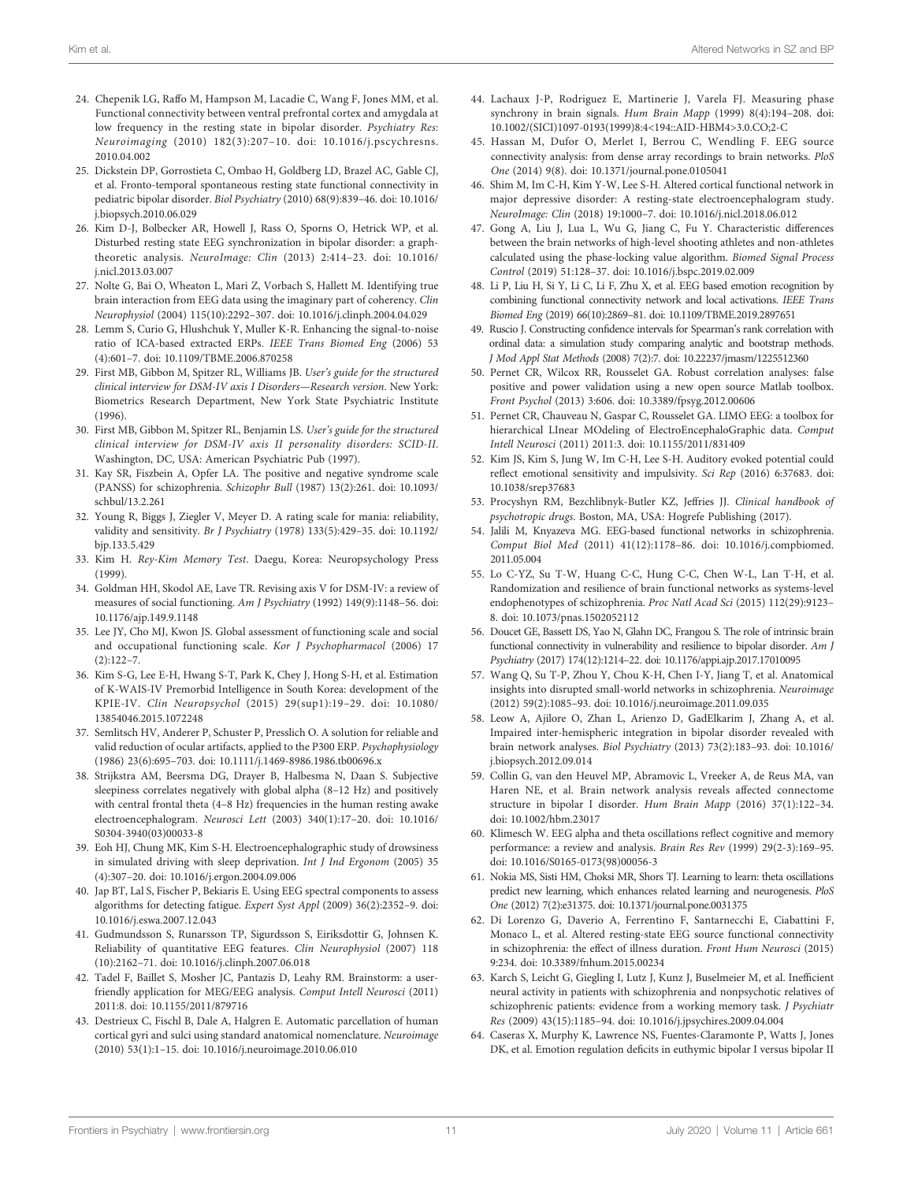24. Chepenik LG, Raffo M, Hampson M, Lacadie C, Wang F, Jones MM, et al. Functional connectivity between ventral prefrontal cortex and amygdala at low frequency in the resting state in bipolar disorder. *Psychiatry Res: Neuroimaging* (2010) 182(3):207–10. doi: 10.1016/j.pscychresns.2010.04.002
25. Dickstein DP, Gorrostieta C, Ombao H, Goldberg LD, Brazel AC, Gable CJ, et al. Fronto-temporal spontaneous resting state functional connectivity in pediatric bipolar disorder. *Biol Psychiatry* (2010) 68(9):839–46. doi: 10.1016/j.biopsych.2010.06.029
26. Kim D-J, Bolbecker AR, Howell J, Rass O, Sporns O, Hetrick WP, et al. Disturbed resting state EEG synchronization in bipolar disorder: a graph-theoretic analysis. *NeuroImage: Clin* (2013) 2:414–23. doi: 10.1016/j.nicl.2013.03.007
27. Nolte G, Bai O, Wheaton L, Mari Z, Vorbach S, Hallett M. Identifying true brain interaction from EEG data using the imaginary part of coherency. *Clin Neurophysiol* (2004) 115(10):2292–307. doi: 10.1016/j.clinph.2004.04.029
28. Lemm S, Curio G, Hlushchuk Y, Muller K-R. Enhancing the signal-to-noise ratio of ICA-based extracted ERPs. *IEEE Trans Biomed Eng* (2006) 53 (4):601–7. doi: 10.1109/TBME.2006.870258
29. First MB, Gibbon M, Spitzer RL, Williams JB. *User's guide for the structured clinical interview for DSM-IV axis I Disorders—Research version*. New York: Biometrics Research Department, New York State Psychiatric Institute (1996).
30. First MB, Gibbon M, Spitzer RL, Benjamin LS. *User's guide for the structured clinical interview for DSM-IV axis II personality disorders: SCID-II*. Washington, DC, USA: American Psychiatric Pub (1997).
31. Kay SR, Fiszbein A, Opfer LA. The positive and negative syndrome scale (PANSS) for schizophrenia. *Schizophr Bull* (1987) 13(2):261. doi: 10.1093/schbul/13.2.261
32. Young R, Biggs J, Ziegler V, Meyer D. A rating scale for mania: reliability, validity and sensitivity. *Br J Psychiatry* (1978) 133(5):429–35. doi: 10.1192/bjp.133.5.429
33. Kim H. *Rey-Kim Memory Test*. Daegu, Korea: Neuropsychology Press (1999).
34. Goldman HH, Skodol AE, Lave TR. Revising axis V for DSM-IV: a review of measures of social functioning. *Am J Psychiatry* (1992) 149(9):1148–56. doi: 10.1176/ajp.149.9.1148
35. Lee JY, Cho MJ, Kwon JS. Global assessment of functioning scale and social and occupational functioning scale. *Kor J Psychopharmacol* (2006) 17 (2):122–7.
36. Kim S-G, Lee E-H, Hwang S-T, Park K, Chey J, Hong S-H, et al. Estimation of K-WAIS-IV Premorbid Intelligence in South Korea: development of the KPIE-IV. *Clin Neuropsychol* (2015) 29(sup1):19–29. doi: 10.1080/13854046.2015.1072248
37. Semlitsch HV, Anderer P, Schuster P, Presslich O. A solution for reliable and valid reduction of ocular artifacts, applied to the P300 ERP. *Psychophysiology* (1986) 23(6):695–703. doi: 10.1111/j.1469-8986.1986.tb00696.x
38. Strijkstra AM, Beersma DG, Drayer B, Halbesma N, Daan S. Subjective sleepiness correlates negatively with global alpha (8–12 Hz) and positively with central frontal theta (4–8 Hz) frequencies in the human resting awake electroencephalogram. *Neurosci Lett* (2003) 340(1):17–20. doi: 10.1016/S0304-3940(03)00033-8
39. Eoh HJ, Chung MK, Kim S-H. Electroencephalographic study of drowsiness in simulated driving with sleep deprivation. *Int J Ind Ergonom* (2005) 35 (4):307–20. doi: 10.1016/j.ergon.2004.09.006
40. Jap BT, Lal S, Fischer P, Bekiaris E. Using EEG spectral components to assess algorithms for detecting fatigue. *Expert Syst Appl* (2009) 36(2):2352–9. doi: 10.1016/j.eswa.2007.12.043
41. Gudmundsson S, Runarsson TP, Sigurdsson S, Eiriksdottir G, Johnsen K. Reliability of quantitative EEG features. *Clin Neurophysiol* (2007) 118 (10):2162–71. doi: 10.1016/j.clinph.2007.06.018
42. Tadel F, Baillet S, Mosher JC, Pantazis D, Leahy RM. Brainstorm: a user-friendly application for MEG/EEG analysis. *Comput Intell Neurosci* (2011) 2011:8. doi: 10.1155/2011/879716
43. Destrieux C, Fischl B, Dale A, Halgren E. Automatic parcellation of human cortical gyri and sulci using standard anatomical nomenclature. *Neuroimage* (2010) 53(1):1–15. doi: 10.1016/j.neuroimage.2010.06.010
44. Lachaux J-P, Rodriguez E, Martinerie J, Varela FJ. Measuring phase synchrony in brain signals. *Hum Brain Mapp* (1999) 8(4):194–208. doi: 10.1002/(SICI)1097-0193(1999)8:4<194::AID-HBM4>3.0.CO;2-C
45. Hassan M, Dufor O, Merlet I, Berrou C, Wendling F. EEG source connectivity analysis: from dense array recordings to brain networks. *PloS One* (2014) 9(8). doi: 10.1371/journal.pone.0105041
46. Shim M, Im C-H, Kim Y-W, Lee S-H. Altered cortical functional network in major depressive disorder: A resting-state electroencephalogram study. *NeuroImage: Clin* (2018) 19:1000–7. doi: 10.1016/j.nicl.2018.06.012
47. Gong A, Liu J, Lua L, Wu G, Jiang C, Fu Y. Characteristic differences between the brain networks of high-level shooting athletes and non-athletes calculated using the phase-locking value algorithm. *Biomed Signal Process Control* (2019) 51:128–37. doi: 10.1016/j.bspc.2019.02.009
48. Li P, Liu H, Si Y, Li C, Li F, Zhu X, et al. EEG based emotion recognition by combining functional connectivity network and local activations. *IEEE Trans Biomed Eng* (2019) 66(10):2869–81. doi: 10.1109/TBME.2019.2897651
49. Ruscio J. Constructing confidence intervals for Spearman's rank correlation with ordinal data: a simulation study comparing analytic and bootstrap methods. *J Mod Appl Stat Methods* (2008) 7(2):7. doi: 10.22237/jmasm/1225512360
50. Pernet CR, Wilcox RR, Rousselet GA. Robust correlation analyses: false positive and power validation using a new open source Matlab toolbox. *Front Psychol* (2013) 3:606. doi: 10.3389/fpsyg.2012.00606
51. Pernet CR, Chauveau N, Gaspar C, Rousselet GA. LIMO EEG: a toolbox for hierarchical LInear MOdeling of ElectroEncephaloGraphic data. *Comput Intell Neurosci* (2011) 2011:3. doi: 10.1155/2011/831409
52. Kim JS, Kim S, Jung W, Im C-H, Lee S-H. Auditory evoked potential could reflect emotional sensitivity and impulsivity. *Sci Rep* (2016) 6:37683. doi: 10.1038/srep37683
53. Procyshyn RM, Bezchlibnyk-Butler KZ, Jeffries JJ. *Clinical handbook of psychotropic drugs*. Boston, MA, USA: Hogrefe Publishing (2017).
54. Jalili M, Knyazeva MG. EEG-based functional networks in schizophrenia. *Comput Biol Med* (2011) 41(12):1178–86. doi: 10.1016/j.compbiomed.2011.05.004
55. Lo C-YZ, Su T-W, Huang C-C, Hung C-C, Chen W-L, Lan T-H, et al. Randomization and resilience of brain functional networks as systems-level endophenotypes of schizophrenia. *Proc Natl Acad Sci* (2015) 112(29):9123–8. doi: 10.1073/pnas.1502052112
56. Doucet GE, Bassett DS, Yao N, Glahn DC, Frangou S. The role of intrinsic brain functional connectivity in vulnerability and resilience to bipolar disorder. *Am J Psychiatry* (2017) 174(12):1214–22. doi: 10.1176/appi.ajp.2017.17010095
57. Wang Q, Su T-P, Zhou Y, Chou K-H, Chen I-Y, Jiang T, et al. Anatomical insights into disrupted small-world networks in schizophrenia. *Neuroimage* (2012) 59(2):1085–93. doi: 10.1016/j.neuroimage.2011.09.035
58. Leow A, Ajilore O, Zhan L, Arienzo D, GadElkarim J, Zhang A, et al. Impaired inter-hemispheric integration in bipolar disorder revealed with brain network analyses. *Biol Psychiatry* (2013) 73(2):183–93. doi: 10.1016/j.biopsych.2012.09.014
59. Collin G, van den Heuvel MP, Abramovic L, Vreeker A, de Reus MA, van Haren NE, et al. Brain network analysis reveals affected connectome structure in bipolar I disorder. *Hum Brain Mapp* (2016) 37(1):122–34. doi: 10.1002/hbm.23017
60. Klimesch W. EEG alpha and theta oscillations reflect cognitive and memory performance: a review and analysis. *Brain Res Rev* (1999) 29(2-3):169–95. doi: 10.1016/S0165-0173(98)00056-3
61. Nokia MS, Sisti HM, Choksi MR, Shors TJ. Learning to learn: theta oscillations predict new learning, which enhances related learning and neurogenesis. *PloS One* (2012) 7(2):e31375. doi: 10.1371/journal.pone.0031375
62. Di Lorenzo G, Daverio A, Ferrentino F, Santarnecchi E, Ciabattini F, Monaco L, et al. Altered resting-state EEG source functional connectivity in schizophrenia: the effect of illness duration. *Front Hum Neurosci* (2015) 9:234. doi: 10.3389/fnhum.2015.00234
63. Karch S, Leicht G, Giegling I, Lutz J, Kunz J, Buselmeier M, et al. Inefficient neural activity in patients with schizophrenia and nonpsychotic relatives of schizophrenic patients: evidence from a working memory task. *J Psychiatr Res* (2009) 43(15):1185–94. doi: 10.1016/j.jpsychires.2009.04.004
64. Caseras X, Murphy K, Lawrence NS, Fuentes-Claramonte P, Watts J, Jones DK, et al. Emotion regulation deficits in euthymic bipolar I versus bipolar II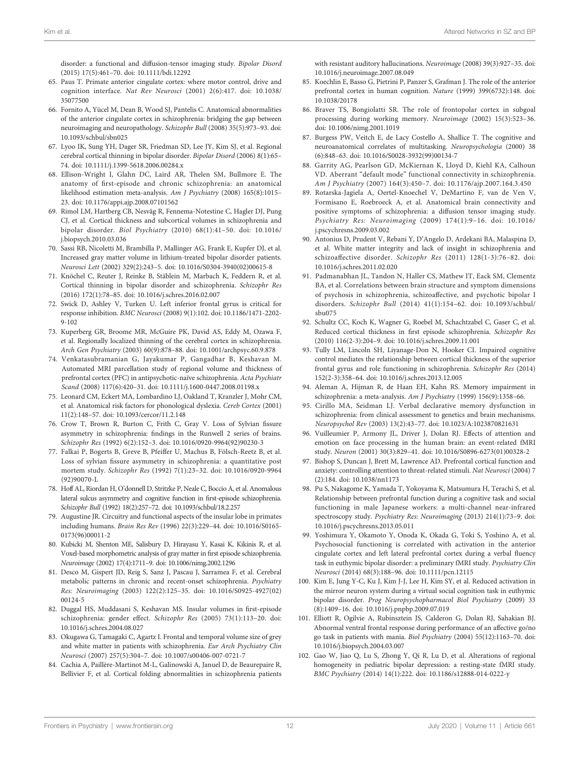disorder: a functional and diffusion-tensor imaging study. *Bipolar Disord* (2015) 17(5):461–70. doi: 10.1111/bdi.12292

65. Paus T. Primate anterior cingulate cortex: where motor control, drive and cognition interface. *Nat Rev Neurosci* (2001) 2(6):417. doi: 10.1038/35077500
66. Fornito A, Yücel M, Dean B, Wood SJ, Pantelis C. Anatomical abnormalities of the anterior cingulate cortex in schizophrenia: bridging the gap between neuroimaging and neuropathology. *Schizophr Bull* (2008) 35(5):973–93. doi: 10.1093/schbul/sbn025
67. Lyoo IK, Sung YH, Dager SR, Friedman SD, Lee JY, Kim SJ, et al. Regional cerebral cortical thinning in bipolar disorder. *Bipolar Disord* (2006) 8(1):65–74. doi: 10.1111/j.1399-5618.2006.00284.x
68. Ellison-Wright I, Glahn DC, Laird AR, Thelen SM, Bullmore E. The anatomy of first-episode and chronic schizophrenia: an anatomical likelihood estimation meta-analysis. *Am J Psychiatry* (2008) 165(8):1015–23. doi: 10.1176/appi.ajp.2008.07101562
69. Rimol LM, Hartberg CB, Nesvåg R, Fennema-Notestine C, Hagler DJ, Pung CJ, et al. Cortical thickness and subcortical volumes in schizophrenia and bipolar disorder. *Biol Psychiatry* (2010) 68(1):41–50. doi: 10.1016/j.biopsych.2010.03.036
70. Sassi RB, Nicoletti M, Brambilla P, Mallinger AG, Frank E, Kupfer DJ, et al. Increased gray matter volume in lithium-treated bipolar disorder patients. *Neurosci Lett* (2002) 329(2):243–5. doi: 10.1016/S0304-3940(02)00615-8
71. Knöchel C, Reuter J, Reinke B, Stäblein M, Marbach K, Feddern R, et al. Cortical thinning in bipolar disorder and schizophrenia. *Schizophr Res* (2016) 172(1):78–85. doi: 10.1016/j.schres.2016.02.007
72. Swick D, Ashley V, Turken U. Left inferior frontal gyrus is critical for response inhibition. *BMC Neurosci* (2008) 9(1):102. doi: 10.1186/1471-2202-9-102
73. Kuperberg GR, Broome MR, McGuire PK, David AS, Eddy M, Ozawa F, et al. Regionally localized thinning of the cerebral cortex in schizophrenia. *Arch Gen Psychiatry* (2003) 60(9):878–88. doi: 10.1001/archpsyc.60.9.878
74. Venkatasubramanian G, Jayakumar P, Gangadhar B, Keshavan M. Automated MRI parcellation study of regional volume and thickness of prefrontal cortex (PFC) in antipsychotic-naïve schizophrenia. *Acta Psychiatr Scand* (2008) 117(6):420–31. doi: 10.1111/j.1600-0447.2008.01198.x
75. Leonard CM, Eckert MA, Lombardino LJ, Oakland T, Kranzler J, Mohr CM, et al. Anatomical risk factors for phonological dyslexia. *Cereb Cortex* (2001) 11(2):148–57. doi: 10.1093/cercor/11.2.148
76. Crow T, Brown R, Burton C, Frith C, Gray V. Loss of Sylvian fissure asymmetry in schizophrenia: findings in the Runwell 2 series of brains. *Schizophr Res* (1992) 6(2):152–3. doi: 10.1016/0920-9964(92)90230-3
77. Falkai P, Bogerts B, Greve B, Pfeiffer U, Machus B, Fölsch-Reetz B, et al. Loss of sylvian fissure asymmetry in schizophrenia: a quantitative post mortem study. *Schizophr Res* (1992) 7(1):23–32. doi: 10.1016/0920-9964(92)90070-L
78. Hoff AL, Riordan H, O'donnell D, Stritzke P, Neale C, Boccio A, et al. Anomalous lateral sulcus asymmetry and cognitive function in first-episode schizophrenia. *Schizophr Bull* (1992) 18(2):257–72. doi: 10.1093/schbul/18.2.257
79. Augustine JR. Circuitry and functional aspects of the insular lobe in primates including humans. *Brain Res Rev* (1996) 22(3):229–44. doi: 10.1016/S0165-0173(96)00011-2
80. Kubicki M, Shenton ME, Salisbury D, Hirayasu Y, Kasai K, Kikinis R, et al. Voxel-based morphometric analysis of gray matter in first episode schizophrenia. *Neuroimage* (2002) 17(4):1711–9. doi: 10.1006/nimg.2002.1296
81. Desco M, Gispert JD, Reig S, Sanz J, Pascau J, Sarramea F, et al. Cerebral metabolic patterns in chronic and recent-onset schizophrenia. *Psychiatry Res: Neuroimaging* (2003) 122(2):125–35. doi: 10.1016/S0925-4927(02)00124-5
82. Duggal HS, Muddasani S, Keshavan MS. Insular volumes in first-episode schizophrenia: gender effect. *Schizophr Res* (2005) 73(1):113–20. doi: 10.1016/j.schres.2004.08.027
83. Okugawa G, Tamagaki C, Agartz I. Frontal and temporal volume size of grey and white matter in patients with schizophrenia. *Eur Arch Psychiatry Clin Neurosci* (2007) 257(5):304–7. doi: 10.1007/s00406-007-0721-7
84. Cachia A, Paillère-Martinot M-L, Galinowski A, Januel D, de Beaurepaire R, Bellivier F, et al. Cortical folding abnormalities in schizophrenia patients with resistant auditory hallucinations. *Neuroimage* (2008) 39(3):927–35. doi: 10.1016/j.neuroimage.2007.08.049
85. Koechlin E, Basso G, Pietrini P, Panzer S, Grafman J. The role of the anterior prefrontal cortex in human cognition. *Nature* (1999) 399(6732):148. doi: 10.1038/20178
86. Braver TS, Bongiolatti SR. The role of frontopolar cortex in subgoal processing during working memory. *Neuroimage* (2002) 15(3):523–36. doi: 10.1006/nimg.2001.1019
87. Burgess PW, Veitch E, de Lacy Costello A, Shallice T. The cognitive and neuroanatomical correlates of multitasking. *Neuropsychologia* (2000) 38(6):848–63. doi: 10.1016/S0028-3932(99)00134-7
88. Garrity AG, Pearlson GD, McKiernan K, Lloyd D, Kiehl KA, Calhoun VD. Aberrant "default mode" functional connectivity in schizophrenia. *Am J Psychiatry* (2007) 164(3):450–7. doi: 10.1176/ajp.2007.164.3.450
89. Rotarska-Jagiela A, Oertel-Knoechel V, DeMartino F, van de Ven V, Formisano E, Roebroeck A, et al. Anatomical brain connectivity and positive symptoms of schizophrenia: a diffusion tensor imaging study. *Psychiatry Res: Neuroimaging* (2009) 174(1):9–16. doi: 10.1016/j.pscychresns.2009.03.002
90. Antonius D, Prudent V, Rebani Y, D'Angelo D, Ardekani BA, Malaspina D, et al. White matter integrity and lack of insight in schizophrenia and schizoaffective disorder. *Schizophr Res* (2011) 128(1-3):76–82. doi: 10.1016/j.schres.2011.02.020
91. Padmanabhan JL, Tandon N, Haller CS, Mathew IT, Eack SM, Clementz BA, et al. Correlations between brain structure and symptom dimensions of psychosis in schizophrenia, schizoaffective, and psychotic bipolar I disorders. *Schizophr Bull* (2014) 41(1):154–62. doi: 10.1093/schbul/sbu075
92. Schultz CC, Koch K, Wagner G, Roebel M, Schachtzabel C, Gaser C, et al. Reduced cortical thickness in first episode schizophrenia. *Schizophr Res* (2010) 116(2-3):204–9. doi: 10.1016/j.schres.2009.11.001
93. Tully LM, Lincoln SH, Liyanage-Don N, Hooker CI. Impaired cognitive control mediates the relationship between cortical thickness of the superior frontal gyrus and role functioning in schizophrenia. *Schizophr Res* (2014) 152(2-3):358–64. doi: 10.1016/j.schres.2013.12.005
94. Aleman A, Hijman R, de Haan EH, Kahn RS. Memory impairment in schizophrenia: a meta-analysis. *Am J Psychiatry* (1999) 156(9):1358–66.
95. Cirillo MA, Seidman LJ. Verbal declarative memory dysfunction in schizophrenia: from clinical assessment to genetics and brain mechanisms. *Neuropsychol Rev* (2003) 13(2):43–77. doi: 10.1023/A:1023870821631
96. Vuilleumier P, Armony JL, Driver J, Dolan RJ. Effects of attention and emotion on face processing in the human brain: an event-related fMRI study. *Neuron* (2001) 30(3):829–41. doi: 10.1016/S0896-6273(01)00328-2
97. Bishop S, Duncan J, Brett M, Lawrence AD. Prefrontal cortical function and anxiety: controlling attention to threat-related stimuli. *Nat Neurosci* (2004) 7(2):184. doi: 10.1038/nn1173
98. Pu S, Nakagome K, Yamada T, Yokoyama K, Matsumura H, Terachi S, et al. Relationship between prefrontal function during a cognitive task and social functioning in male Japanese workers: a multi-channel near-infrared spectroscopy study. *Psychiatry Res: Neuroimaging* (2013) 214(1):73–9. doi: 10.1016/j.pscychresns.2013.05.011
99. Yoshimura Y, Okamoto Y, Onoda K, Okada G, Toki S, Yoshino A, et al. Psychosocial functioning is correlated with activation in the anterior cingulate cortex and left lateral prefrontal cortex during a verbal fluency task in euthymic bipolar disorder: a preliminary fMRI study. *Psychiatry Clin Neurosci* (2014) 68(3):188–96. doi: 10.1111/pcn.12115
100. Kim E, Jung Y-C, Ku J, Kim J-J, Lee H, Kim SY, et al. Reduced activation in the mirror neuron system during a virtual social cognition task in euthymic bipolar disorder. *Prog Neuropsychopharmacol Biol Psychiatry* (2009) 33(8):1409–16. doi: 10.1016/j.pnpbp.2009.07.019
101. Elliott R, Ogilvie A, Rubinsztein JS, Calderon G, Dolan RJ, Sahakian BJ. Abnormal ventral frontal response during performance of an affective go/no go task in patients with mania. *Biol Psychiatry* (2004) 55(12):1163–70. doi: 10.1016/j.biopsych.2004.03.007
102. Gao W, Jiao Q, Lu S, Zhong Y, Qi R, Lu D, et al. Alterations of regional homogeneity in pediatric bipolar depression: a resting-state fMRI study. *BMC Psychiatry* (2014) 14(1):222. doi: 10.1186/s12888-014-0222-y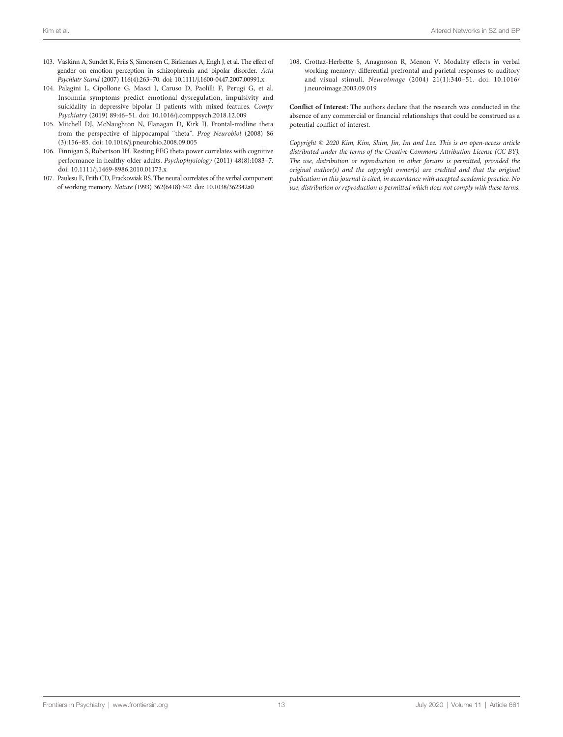103. Vaskinn A, Sundet K, Friis S, Simonsen C, Birkenaes A, Engh J, et al. The effect of gender on emotion perception in schizophrenia and bipolar disorder. *Acta Psychiatr Scand* (2007) 116(4):263–70. doi: 10.1111/j.1600-0447.2007.00991.x

104. Palagini L, Cipollone G, Masci I, Caruso D, Paolilli F, Perugi G, et al. Insomnia symptoms predict emotional dysregulation, impulsivity and suicidality in depressive bipolar II patients with mixed features. *Compr Psychiatry* (2019) 89:46–51. doi: 10.1016/j.comppsych.2018.12.009

105. Mitchell DJ, McNaughton N, Flanagan D, Kirk IJ. Frontal-midline theta from the perspective of hippocampal "theta". *Prog Neurobiol* (2008) 86 (3):156–85. doi: 10.1016/j.pneurobio.2008.09.005

106. Finnigan S, Robertson IH. Resting EEG theta power correlates with cognitive performance in healthy older adults. *Psychophysiology* (2011) 48(8):1083–7. doi: 10.1111/j.1469-8986.2010.01173.x

107. Paulesu E, Frith CD, Frackowiak RS. The neural correlates of the verbal component of working memory. *Nature* (1993) 362(6418):342. doi: 10.1038/362342a0

108. Crottaz-Herbette S, Anagnoson R, Menon V. Modality effects in verbal working memory: differential prefrontal and parietal responses to auditory and visual stimuli. *Neuroimage* (2004) 21(1):340–51. doi: 10.1016/j.neuroimage.2003.09.019

**Conflict of Interest:** The authors declare that the research was conducted in the absence of any commercial or financial relationships that could be construed as a potential conflict of interest.

*Copyright © 2020 Kim, Kim, Shim, Jin, Im and Lee. This is an open-access article distributed under the terms of the Creative Commons Attribution License (CC BY). The use, distribution or reproduction in other forums is permitted, provided the original author(s) and the copyright owner(s) are credited and that the original publication in this journal is cited, in accordance with accepted academic practice. No use, distribution or reproduction is permitted which does not comply with these terms.*